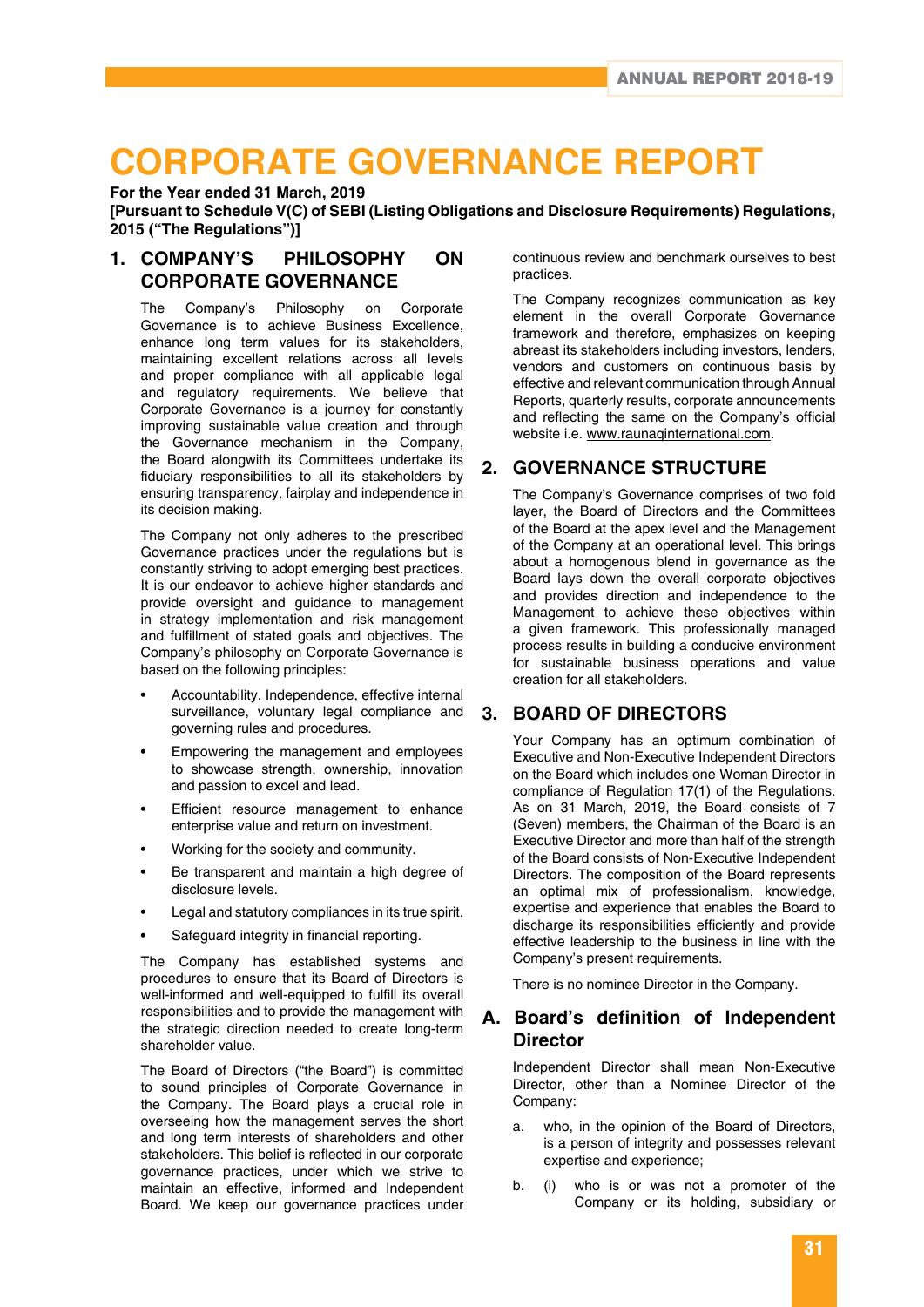# CORPORATE GOVERNANCE REPORT

**For the Year ended 31 March, 2019**
**[Pursuant to Schedule V(C) of SEBI (Listing Obligations and Disclosure Requirements) Regulations, 2015 ("The Regulations")]**

## 1. COMPANY'S PHILOSOPHY ON CORPORATE GOVERNANCE

The Company's Philosophy on Corporate Governance is to achieve Business Excellence, enhance long term values for its stakeholders, maintaining excellent relations across all levels and proper compliance with all applicable legal and regulatory requirements. We believe that Corporate Governance is a journey for constantly improving sustainable value creation and through the Governance mechanism in the Company, the Board alongwith its Committees undertake its fiduciary responsibilities to all its stakeholders by ensuring transparency, fairplay and independence in its decision making.

The Company not only adheres to the prescribed Governance practices under the regulations but is constantly striving to adopt emerging best practices. It is our endeavor to achieve higher standards and provide oversight and guidance to management in strategy implementation and risk management and fulfillment of stated goals and objectives. The Company's philosophy on Corporate Governance is based on the following principles:

- Accountability, Independence, effective internal surveillance, voluntary legal compliance and governing rules and procedures.
- Empowering the management and employees to showcase strength, ownership, innovation and passion to excel and lead.
- Efficient resource management to enhance enterprise value and return on investment.
- Working for the society and community.
- Be transparent and maintain a high degree of disclosure levels.
- Legal and statutory compliances in its true spirit.
- Safeguard integrity in financial reporting.

The Company has established systems and procedures to ensure that its Board of Directors is well-informed and well-equipped to fulfill its overall responsibilities and to provide the management with the strategic direction needed to create long-term shareholder value.

The Board of Directors ("the Board") is committed to sound principles of Corporate Governance in the Company. The Board plays a crucial role in overseeing how the management serves the short and long term interests of shareholders and other stakeholders. This belief is reflected in our corporate governance practices, under which we strive to maintain an effective, informed and Independent Board. We keep our governance practices under continuous review and benchmark ourselves to best practices.

The Company recognizes communication as key element in the overall Corporate Governance framework and therefore, emphasizes on keeping abreast its stakeholders including investors, lenders, vendors and customers on continuous basis by effective and relevant communication through Annual Reports, quarterly results, corporate announcements and reflecting the same on the Company's official website i.e. www.raunaqinternational.com.

## 2. GOVERNANCE STRUCTURE

The Company's Governance comprises of two fold layer, the Board of Directors and the Committees of the Board at the apex level and the Management of the Company at an operational level. This brings about a homogenous blend in governance as the Board lays down the overall corporate objectives and provides direction and independence to the Management to achieve these objectives within a given framework. This professionally managed process results in building a conducive environment for sustainable business operations and value creation for all stakeholders.

## 3. BOARD OF DIRECTORS

Your Company has an optimum combination of Executive and Non-Executive Independent Directors on the Board which includes one Woman Director in compliance of Regulation 17(1) of the Regulations. As on 31 March, 2019, the Board consists of 7 (Seven) members, the Chairman of the Board is an Executive Director and more than half of the strength of the Board consists of Non-Executive Independent Directors. The composition of the Board represents an optimal mix of professionalism, knowledge, expertise and experience that enables the Board to discharge its responsibilities efficiently and provide effective leadership to the business in line with the Company's present requirements.

There is no nominee Director in the Company.

### A. Board's definition of Independent Director

Independent Director shall mean Non-Executive Director, other than a Nominee Director of the Company:

a. who, in the opinion of the Board of Directors, is a person of integrity and possesses relevant expertise and experience;

b. (i) who is or was not a promoter of the Company or its holding, subsidiary or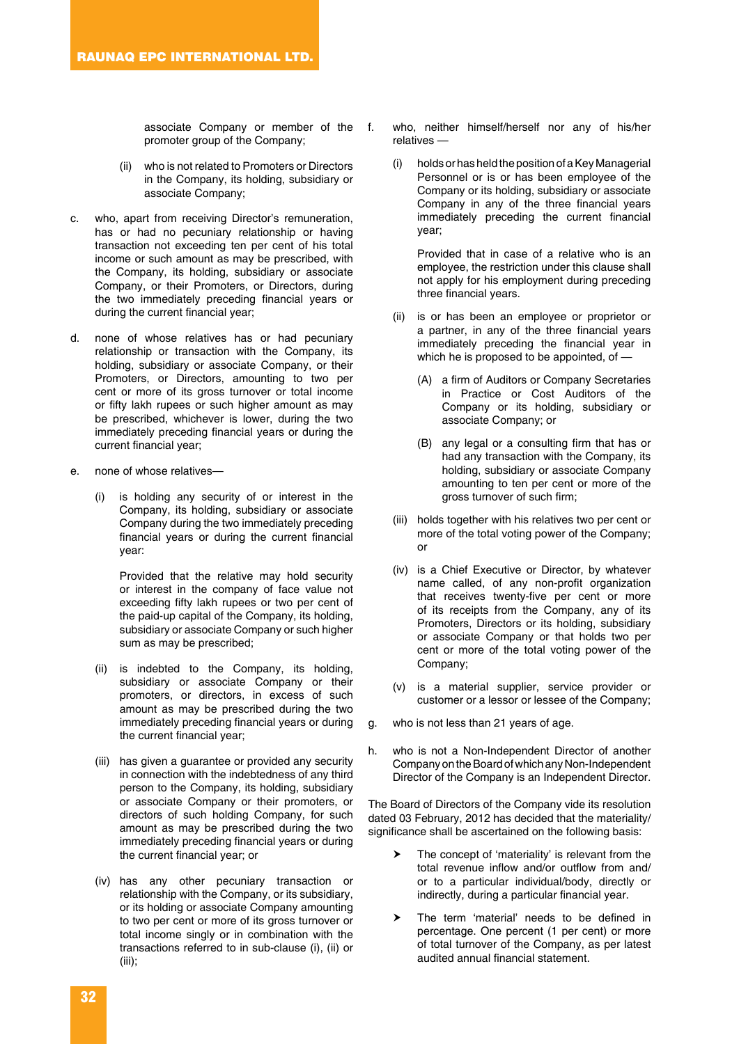associate Company or member of the promoter group of the Company;

(ii) who is not related to Promoters or Directors in the Company, its holding, subsidiary or associate Company;

c. who, apart from receiving Director's remuneration, has or had no pecuniary relationship or having transaction not exceeding ten per cent of his total income or such amount as may be prescribed, with the Company, its holding, subsidiary or associate Company, or their Promoters, or Directors, during the two immediately preceding financial years or during the current financial year;

d. none of whose relatives has or had pecuniary relationship or transaction with the Company, its holding, subsidiary or associate Company, or their Promoters, or Directors, amounting to two per cent or more of its gross turnover or total income or fifty lakh rupees or such higher amount as may be prescribed, whichever is lower, during the two immediately preceding financial years or during the current financial year;

e. none of whose relatives—

(i) is holding any security of or interest in the Company, its holding, subsidiary or associate Company during the two immediately preceding financial years or during the current financial year:

Provided that the relative may hold security or interest in the company of face value not exceeding fifty lakh rupees or two per cent of the paid-up capital of the Company, its holding, subsidiary or associate Company or such higher sum as may be prescribed;

(ii) is indebted to the Company, its holding, subsidiary or associate Company or their promoters, or directors, in excess of such amount as may be prescribed during the two immediately preceding financial years or during the current financial year;

(iii) has given a guarantee or provided any security in connection with the indebtedness of any third person to the Company, its holding, subsidiary or associate Company or their promoters, or directors of such holding Company, for such amount as may be prescribed during the two immediately preceding financial years or during the current financial year; or

(iv) has any other pecuniary transaction or relationship with the Company, or its subsidiary, or its holding or associate Company amounting to two per cent or more of its gross turnover or total income singly or in combination with the transactions referred to in sub-clause (i), (ii) or (iii);

f. who, neither himself/herself nor any of his/her relatives —

(i) holds or has held the position of a Key Managerial Personnel or is or has been employee of the Company or its holding, subsidiary or associate Company in any of the three financial years immediately preceding the current financial year;

Provided that in case of a relative who is an employee, the restriction under this clause shall not apply for his employment during preceding three financial years.

(ii) is or has been an employee or proprietor or a partner, in any of the three financial years immediately preceding the financial year in which he is proposed to be appointed, of —

(A) a firm of Auditors or Company Secretaries in Practice or Cost Auditors of the Company or its holding, subsidiary or associate Company; or

(B) any legal or a consulting firm that has or had any transaction with the Company, its holding, subsidiary or associate Company amounting to ten per cent or more of the gross turnover of such firm;

(iii) holds together with his relatives two per cent or more of the total voting power of the Company; or

(iv) is a Chief Executive or Director, by whatever name called, of any non-profit organization that receives twenty-five per cent or more of its receipts from the Company, any of its Promoters, Directors or its holding, subsidiary or associate Company or that holds two per cent or more of the total voting power of the Company;

(v) is a material supplier, service provider or customer or a lessor or lessee of the Company;

g. who is not less than 21 years of age.

h. who is not a Non-Independent Director of another Company on the Board of which any Non-Independent Director of the Company is an Independent Director.

The Board of Directors of the Company vide its resolution dated 03 February, 2012 has decided that the materiality/ significance shall be ascertained on the following basis:

- The concept of 'materiality' is relevant from the total revenue inflow and/or outflow from and/ or to a particular individual/body, directly or indirectly, during a particular financial year.
- The term 'material' needs to be defined in percentage. One percent (1 per cent) or more of total turnover of the Company, as per latest audited annual financial statement.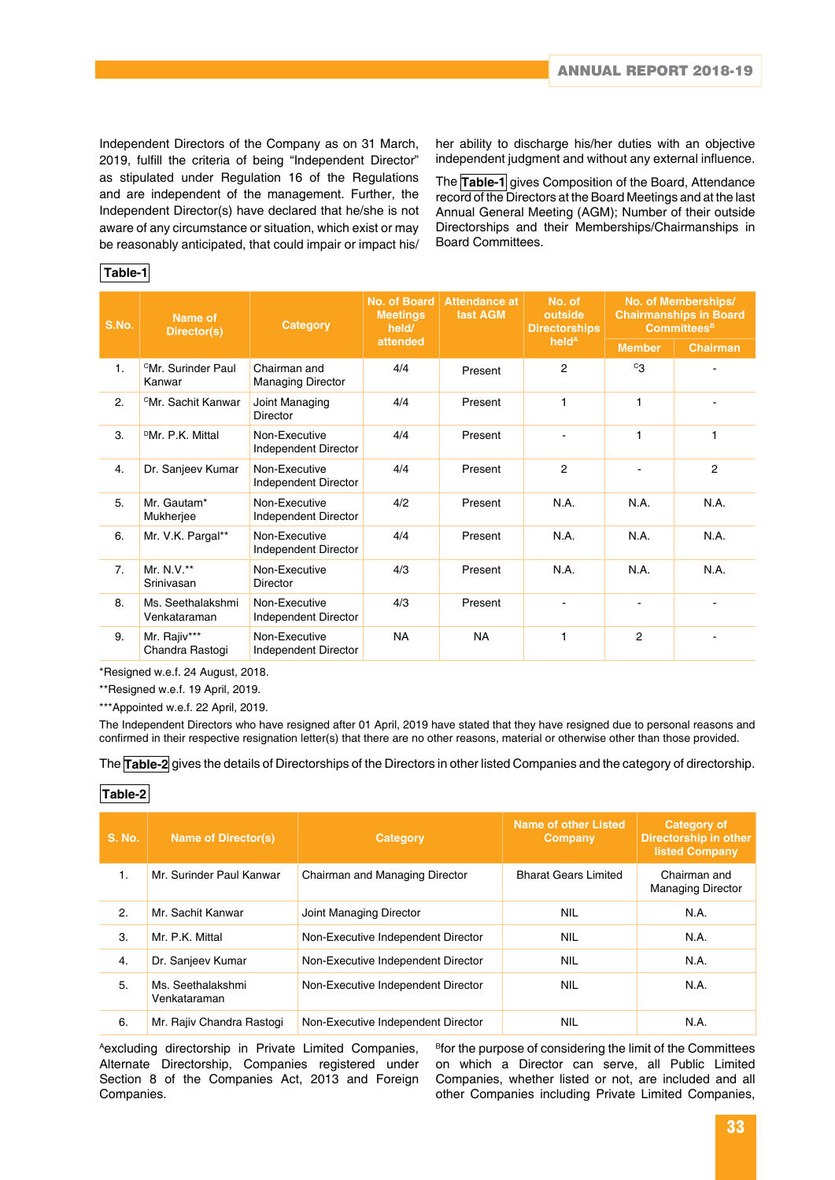Independent Directors of the Company as on 31 March, 2019, fulfill the criteria of being "Independent Director" as stipulated under Regulation 16 of the Regulations and are independent of the management. Further, the Independent Director(s) have declared that he/she is not aware of any circumstance or situation, which exist or may be reasonably anticipated, that could impair or impact his/her ability to discharge his/her duties with an objective independent judgment and without any external influence.

The **Table-1** gives Composition of the Board, Attendance record of the Directors at the Board Meetings and at the last Annual General Meeting (AGM); Number of their outside Directorships and their Memberships/Chairmanships in Board Committees.

**Table-1**

| S.No. | Name of Director(s) | Category | No. of Board Meetings held/ attended | Attendance at last AGM | No. of outside Directorships held[A] | No. of Memberships/ Chairmanships in Board Committees[B] | |
|---|---|---|---|---|---|---|---|
| | | | | | | Member | Chairman |
| 1. | [C]Mr. Surinder Paul Kanwar | Chairman and Managing Director | 4/4 | Present | 2 | [C]3 | - |
| 2. | [C]Mr. Sachit Kanwar | Joint Managing Director | 4/4 | Present | 1 | 1 | - |
| 3. | [D]Mr. P.K. Mittal | Non-Executive Independent Director | 4/4 | Present | - | 1 | 1 |
| 4. | Dr. Sanjeev Kumar | Non-Executive Independent Director | 4/4 | Present | 2 | - | 2 |
| 5. | Mr. Gautam* Mukherjee | Non-Executive Independent Director | 4/2 | Present | N.A. | N.A. | N.A. |
| 6. | Mr. V.K. Pargal** | Non-Executive Independent Director | 4/4 | Present | N.A. | N.A. | N.A. |
| 7. | Mr. N.V.** Srinivasan | Non-Executive Director | 4/3 | Present | N.A. | N.A. | N.A. |
| 8. | Ms. Seethalakshmi Venkataraman | Non-Executive Independent Director | 4/3 | Present | - | - | - |
| 9. | Mr. Rajiv*** Chandra Rastogi | Non-Executive Independent Director | NA | NA | 1 | 2 | - |

*Resigned w.e.f. 24 August, 2018.

**Resigned w.e.f. 19 April, 2019.

***Appointed w.e.f. 22 April, 2019.

The Independent Directors who have resigned after 01 April, 2019 have stated that they have resigned due to personal reasons and confirmed in their respective resignation letter(s) that there are no other reasons, material or otherwise other than those provided.

The **Table-2** gives the details of Directorships of the Directors in other listed Companies and the category of directorship.

**Table-2**

| S. No. | Name of Director(s) | Category | Name of other Listed Company | Category of Directorship in other listed Company |
|---|---|---|---|---|
| 1. | Mr. Surinder Paul Kanwar | Chairman and Managing Director | Bharat Gears Limited | Chairman and Managing Director |
| 2. | Mr. Sachit Kanwar | Joint Managing Director | NIL | N.A. |
| 3. | Mr. P.K. Mittal | Non-Executive Independent Director | NIL | N.A. |
| 4. | Dr. Sanjeev Kumar | Non-Executive Independent Director | NIL | N.A. |
| 5. | Ms. Seethalakshmi Venkataraman | Non-Executive Independent Director | NIL | N.A. |
| 6. | Mr. Rajiv Chandra Rastogi | Non-Executive Independent Director | NIL | N.A. |

[A]excluding directorship in Private Limited Companies, Alternate Directorship, Companies registered under Section 8 of the Companies Act, 2013 and Foreign Companies.

[B]for the purpose of considering the limit of the Committees on which a Director can serve, all Public Limited Companies, whether listed or not, are included and all other Companies including Private Limited Companies,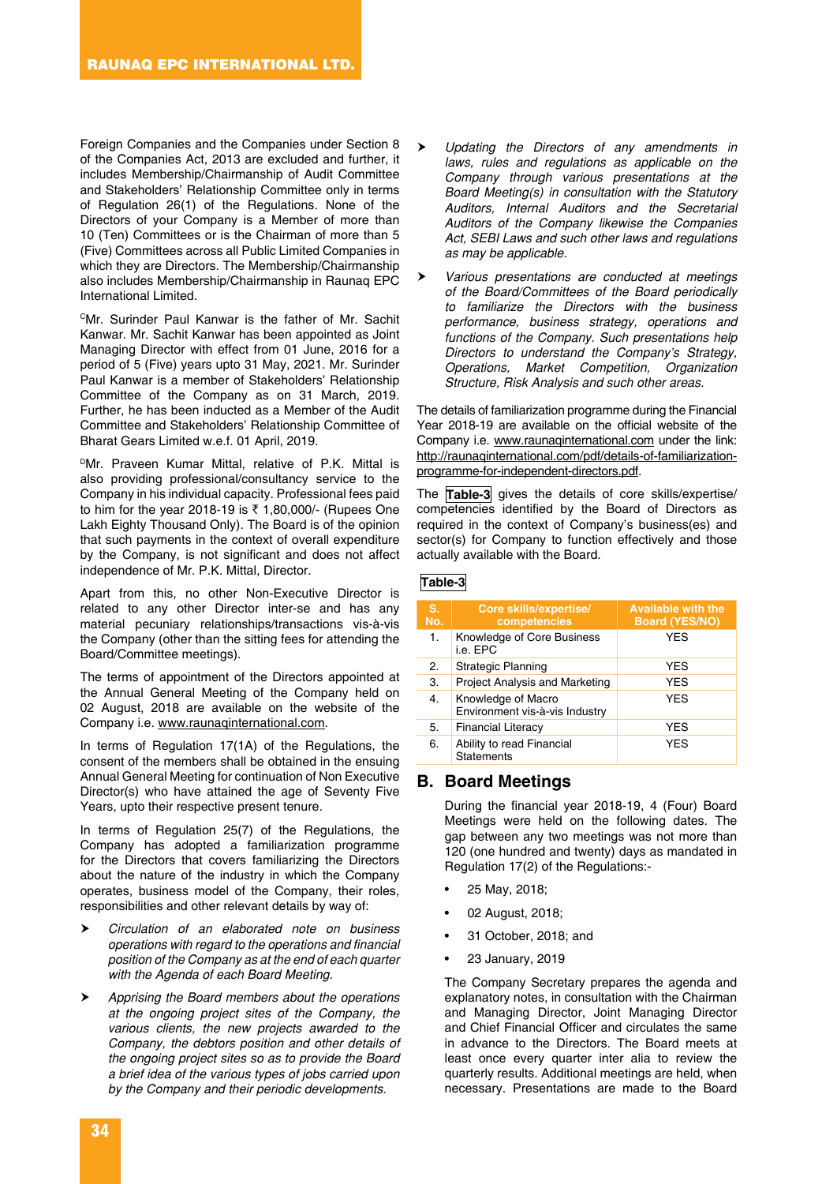Foreign Companies and the Companies under Section 8 of the Companies Act, 2013 are excluded and further, it includes Membership/Chairmanship of Audit Committee and Stakeholders' Relationship Committee only in terms of Regulation 26(1) of the Regulations. None of the Directors of your Company is a Member of more than 10 (Ten) Committees or is the Chairman of more than 5 (Five) Committees across all Public Limited Companies in which they are Directors. The Membership/Chairmanship also includes Membership/Chairmanship in Raunaq EPC International Limited.

[C]Mr. Surinder Paul Kanwar is the father of Mr. Sachit Kanwar. Mr. Sachit Kanwar has been appointed as Joint Managing Director with effect from 01 June, 2016 for a period of 5 (Five) years upto 31 May, 2021. Mr. Surinder Paul Kanwar is a member of Stakeholders' Relationship Committee of the Company as on 31 March, 2019. Further, he has been inducted as a Member of the Audit Committee and Stakeholders' Relationship Committee of Bharat Gears Limited w.e.f. 01 April, 2019.

[D]Mr. Praveen Kumar Mittal, relative of P.K. Mittal is also providing professional/consultancy service to the Company in his individual capacity. Professional fees paid to him for the year 2018-19 is ₹ 1,80,000/- (Rupees One Lakh Eighty Thousand Only). The Board is of the opinion that such payments in the context of overall expenditure by the Company, is not significant and does not affect independence of Mr. P.K. Mittal, Director.

Apart from this, no other Non-Executive Director is related to any other Director inter-se and has any material pecuniary relationships/transactions vis-à-vis the Company (other than the sitting fees for attending the Board/Committee meetings).

The terms of appointment of the Directors appointed at the Annual General Meeting of the Company held on 02 August, 2018 are available on the website of the Company i.e. www.raunaqinternational.com.

In terms of Regulation 17(1A) of the Regulations, the consent of the members shall be obtained in the ensuing Annual General Meeting for continuation of Non Executive Director(s) who have attained the age of Seventy Five Years, upto their respective present tenure.

In terms of Regulation 25(7) of the Regulations, the Company has adopted a familiarization programme for the Directors that covers familiarizing the Directors about the nature of the industry in which the Company operates, business model of the Company, their roles, responsibilities and other relevant details by way of:

- *Circulation of an elaborated note on business operations with regard to the operations and financial position of the Company as at the end of each quarter with the Agenda of each Board Meeting.*
- *Apprising the Board members about the operations at the ongoing project sites of the Company, the various clients, the new projects awarded to the Company, the debtors position and other details of the ongoing project sites so as to provide the Board a brief idea of the various types of jobs carried upon by the Company and their periodic developments.*
- *Updating the Directors of any amendments in laws, rules and regulations as applicable on the Company through various presentations at the Board Meeting(s) in consultation with the Statutory Auditors, Internal Auditors and the Secretarial Auditors of the Company likewise the Companies Act, SEBI Laws and such other laws and regulations as may be applicable.*
- *Various presentations are conducted at meetings of the Board/Committees of the Board periodically to familiarize the Directors with the business performance, business strategy, operations and functions of the Company. Such presentations help Directors to understand the Company's Strategy, Operations, Market Competition, Organization Structure, Risk Analysis and such other areas.*

The details of familiarization programme during the Financial Year 2018-19 are available on the official website of the Company i.e. www.raunaqinternational.com under the link: http://raunaqinternational.com/pdf/details-of-familiarization-programme-for-independent-directors.pdf.

The **Table-3** gives the details of core skills/expertise/ competencies identified by the Board of Directors as required in the context of Company's business(es) and sector(s) for Company to function effectively and those actually available with the Board.

**Table-3**

| S. No. | Core skills/expertise/ competencies | Available with the Board (YES/NO) |
|---|---|---|
| 1. | Knowledge of Core Business i.e. EPC | YES |
| 2. | Strategic Planning | YES |
| 3. | Project Analysis and Marketing | YES |
| 4. | Knowledge of Macro Environment vis-à-vis Industry | YES |
| 5. | Financial Literacy | YES |
| 6. | Ability to read Financial Statements | YES |

## B. Board Meetings

During the financial year 2018-19, 4 (Four) Board Meetings were held on the following dates. The gap between any two meetings was not more than 120 (one hundred and twenty) days as mandated in Regulation 17(2) of the Regulations:-

- 25 May, 2018;
- 02 August, 2018;
- 31 October, 2018; and
- 23 January, 2019

The Company Secretary prepares the agenda and explanatory notes, in consultation with the Chairman and Managing Director, Joint Managing Director and Chief Financial Officer and circulates the same in advance to the Directors. The Board meets at least once every quarter inter alia to review the quarterly results. Additional meetings are held, when necessary. Presentations are made to the Board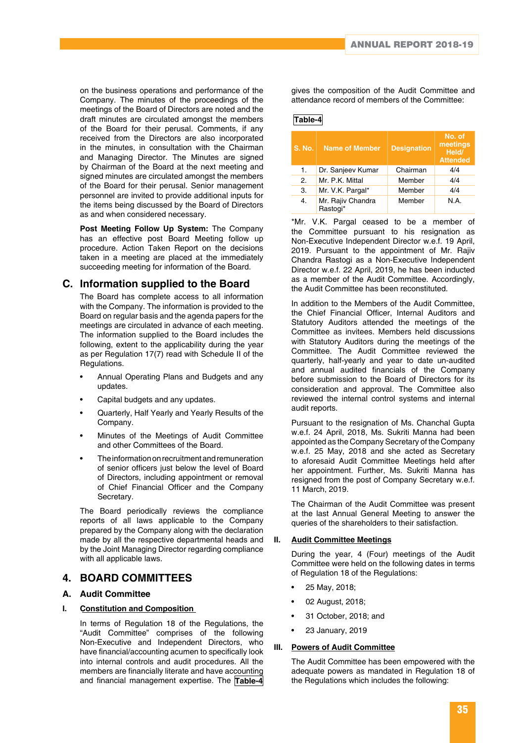on the business operations and performance of the Company. The minutes of the proceedings of the meetings of the Board of Directors are noted and the draft minutes are circulated amongst the members of the Board for their perusal. Comments, if any received from the Directors are also incorporated in the minutes, in consultation with the Chairman and Managing Director. The Minutes are signed by Chairman of the Board at the next meeting and signed minutes are circulated amongst the members of the Board for their perusal. Senior management personnel are invited to provide additional inputs for the items being discussed by the Board of Directors as and when considered necessary.

**Post Meeting Follow Up System:** The Company has an effective post Board Meeting follow up procedure. Action Taken Report on the decisions taken in a meeting are placed at the immediately succeeding meeting for information of the Board.

## C. Information supplied to the Board

The Board has complete access to all information with the Company. The information is provided to the Board on regular basis and the agenda papers for the meetings are circulated in advance of each meeting. The information supplied to the Board includes the following, extent to the applicability during the year as per Regulation 17(7) read with Schedule II of the Regulations.

- Annual Operating Plans and Budgets and any updates.
- Capital budgets and any updates.
- Quarterly, Half Yearly and Yearly Results of the Company.
- Minutes of the Meetings of Audit Committee and other Committees of the Board.
- The information on recruitment and remuneration of senior officers just below the level of Board of Directors, including appointment or removal of Chief Financial Officer and the Company Secretary.

The Board periodically reviews the compliance reports of all laws applicable to the Company prepared by the Company along with the declaration made by all the respective departmental heads and by the Joint Managing Director regarding compliance with all applicable laws.

## 4. BOARD COMMITTEES

### A. Audit Committee

#### I. Constitution and Composition

In terms of Regulation 18 of the Regulations, the "Audit Committee" comprises of the following Non-Executive and Independent Directors, who have financial/accounting acumen to specifically look into internal controls and audit procedures. All the members are financially literate and have accounting and financial management expertise. The **Table-4** gives the composition of the Audit Committee and attendance record of members of the Committee:

**Table-4**

| S. No. | Name of Member | Designation | No. of meetings Held/ Attended |
|---|---|---|---|
| 1. | Dr. Sanjeev Kumar | Chairman | 4/4 |
| 2. | Mr. P.K. Mittal | Member | 4/4 |
| 3. | Mr. V.K. Pargal* | Member | 4/4 |
| 4. | Mr. Rajiv Chandra Rastogi* | Member | N.A. |

*Mr. V.K. Pargal ceased to be a member of the Committee pursuant to his resignation as Non-Executive Independent Director w.e.f. 19 April, 2019. Pursuant to the appointment of Mr. Rajiv Chandra Rastogi as a Non-Executive Independent Director w.e.f. 22 April, 2019, he has been inducted as a member of the Audit Committee. Accordingly, the Audit Committee has been reconstituted.

In addition to the Members of the Audit Committee, the Chief Financial Officer, Internal Auditors and Statutory Auditors attended the meetings of the Committee as invitees. Members held discussions with Statutory Auditors during the meetings of the Committee. The Audit Committee reviewed the quarterly, half-yearly and year to date un-audited and annual audited financials of the Company before submission to the Board of Directors for its consideration and approval. The Committee also reviewed the internal control systems and internal audit reports.

Pursuant to the resignation of Ms. Chanchal Gupta w.e.f. 24 April, 2018, Ms. Sukriti Manna had been appointed as the Company Secretary of the Company w.e.f. 25 May, 2018 and she acted as Secretary to aforesaid Audit Committee Meetings held after her appointment. Further, Ms. Sukriti Manna has resigned from the post of Company Secretary w.e.f. 11 March, 2019.

The Chairman of the Audit Committee was present at the last Annual General Meeting to answer the queries of the shareholders to their satisfaction.

#### II. Audit Committee Meetings

During the year, 4 (Four) meetings of the Audit Committee were held on the following dates in terms of Regulation 18 of the Regulations:

- 25 May, 2018;
- 02 August, 2018;
- 31 October, 2018; and
- 23 January, 2019

#### III. Powers of Audit Committee

The Audit Committee has been empowered with the adequate powers as mandated in Regulation 18 of the Regulations which includes the following: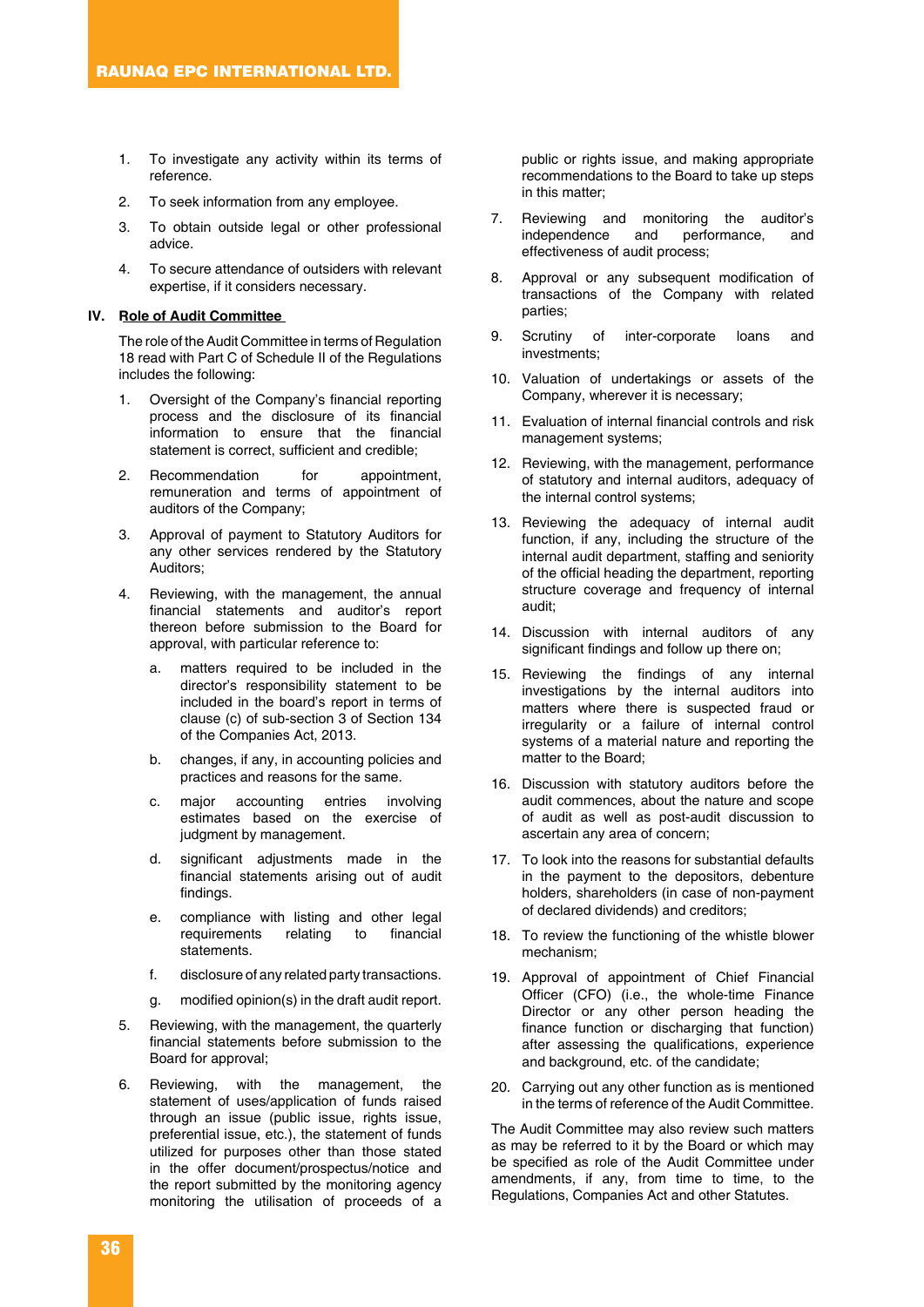1. To investigate any activity within its terms of reference.
2. To seek information from any employee.
3. To obtain outside legal or other professional advice.
4. To secure attendance of outsiders with relevant expertise, if it considers necessary.

## IV. Role of Audit Committee

The role of the Audit Committee in terms of Regulation 18 read with Part C of Schedule II of the Regulations includes the following:

1. Oversight of the Company's financial reporting process and the disclosure of its financial information to ensure that the financial statement is correct, sufficient and credible;
2. Recommendation for appointment, remuneration and terms of appointment of auditors of the Company;
3. Approval of payment to Statutory Auditors for any other services rendered by the Statutory Auditors;
4. Reviewing, with the management, the annual financial statements and auditor's report thereon before submission to the Board for approval, with particular reference to:
   a. matters required to be included in the director's responsibility statement to be included in the board's report in terms of clause (c) of sub-section 3 of Section 134 of the Companies Act, 2013.
   b. changes, if any, in accounting policies and practices and reasons for the same.
   c. major accounting entries involving estimates based on the exercise of judgment by management.
   d. significant adjustments made in the financial statements arising out of audit findings.
   e. compliance with listing and other legal requirements relating to financial statements.
   f. disclosure of any related party transactions.
   g. modified opinion(s) in the draft audit report.
5. Reviewing, with the management, the quarterly financial statements before submission to the Board for approval;
6. Reviewing, with the management, the statement of uses/application of funds raised through an issue (public issue, rights issue, preferential issue, etc.), the statement of funds utilized for purposes other than those stated in the offer document/prospectus/notice and the report submitted by the monitoring agency monitoring the utilisation of proceeds of a public or rights issue, and making appropriate recommendations to the Board to take up steps in this matter;
7. Reviewing and monitoring the auditor's independence and performance, and effectiveness of audit process;
8. Approval or any subsequent modification of transactions of the Company with related parties;
9. Scrutiny of inter-corporate loans and investments;
10. Valuation of undertakings or assets of the Company, wherever it is necessary;
11. Evaluation of internal financial controls and risk management systems;
12. Reviewing, with the management, performance of statutory and internal auditors, adequacy of the internal control systems;
13. Reviewing the adequacy of internal audit function, if any, including the structure of the internal audit department, staffing and seniority of the official heading the department, reporting structure coverage and frequency of internal audit;
14. Discussion with internal auditors of any significant findings and follow up there on;
15. Reviewing the findings of any internal investigations by the internal auditors into matters where there is suspected fraud or irregularity or a failure of internal control systems of a material nature and reporting the matter to the Board;
16. Discussion with statutory auditors before the audit commences, about the nature and scope of audit as well as post-audit discussion to ascertain any area of concern;
17. To look into the reasons for substantial defaults in the payment to the depositors, debenture holders, shareholders (in case of non-payment of declared dividends) and creditors;
18. To review the functioning of the whistle blower mechanism;
19. Approval of appointment of Chief Financial Officer (CFO) (i.e., the whole-time Finance Director or any other person heading the finance function or discharging that function) after assessing the qualifications, experience and background, etc. of the candidate;
20. Carrying out any other function as is mentioned in the terms of reference of the Audit Committee.

The Audit Committee may also review such matters as may be referred to it by the Board or which may be specified as role of the Audit Committee under amendments, if any, from time to time, to the Regulations, Companies Act and other Statutes.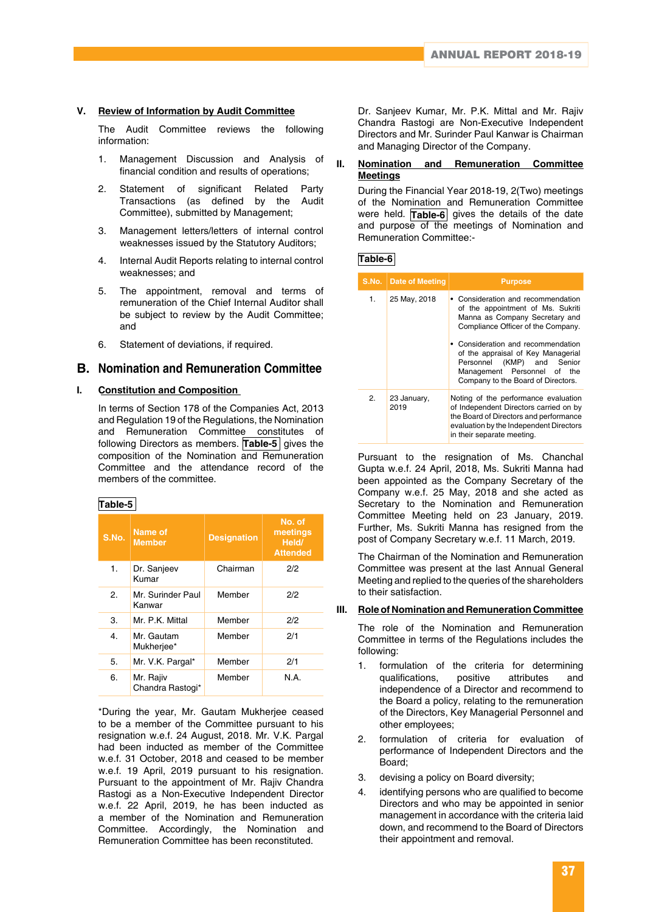### V. Review of Information by Audit Committee

The Audit Committee reviews the following information:

1. Management Discussion and Analysis of financial condition and results of operations;
2. Statement of significant Related Party Transactions (as defined by the Audit Committee), submitted by Management;
3. Management letters/letters of internal control weaknesses issued by the Statutory Auditors;
4. Internal Audit Reports relating to internal control weaknesses; and
5. The appointment, removal and terms of remuneration of the Chief Internal Auditor shall be subject to review by the Audit Committee; and
6. Statement of deviations, if required.

## B. Nomination and Remuneration Committee

### I. Constitution and Composition

In terms of Section 178 of the Companies Act, 2013 and Regulation 19 of the Regulations, the Nomination and Remuneration Committee constitutes of following Directors as members. **Table-5** gives the composition of the Nomination and Remuneration Committee and the attendance record of the members of the committee.

**Table-5**

| S.No. | Name of Member | Designation | No. of meetings Held/ Attended |
|---|---|---|---|
| 1. | Dr. Sanjeev Kumar | Chairman | 2/2 |
| 2. | Mr. Surinder Paul Kanwar | Member | 2/2 |
| 3. | Mr. P.K. Mittal | Member | 2/2 |
| 4. | Mr. Gautam Mukherjee* | Member | 2/1 |
| 5. | Mr. V.K. Pargal* | Member | 2/1 |
| 6. | Mr. Rajiv Chandra Rastogi* | Member | N.A. |

*During the year, Mr. Gautam Mukherjee ceased to be a member of the Committee pursuant to his resignation w.e.f. 24 August, 2018. Mr. V.K. Pargal had been inducted as member of the Committee w.e.f. 31 October, 2018 and ceased to be member w.e.f. 19 April, 2019 pursuant to his resignation. Pursuant to the appointment of Mr. Rajiv Chandra Rastogi as a Non-Executive Independent Director w.e.f. 22 April, 2019, he has been inducted as a member of the Nomination and Remuneration Committee. Accordingly, the Nomination and Remuneration Committee has been reconstituted.

Dr. Sanjeev Kumar, Mr. P.K. Mittal and Mr. Rajiv Chandra Rastogi are Non-Executive Independent Directors and Mr. Surinder Paul Kanwar is Chairman and Managing Director of the Company.

### II. Nomination and Remuneration Committee Meetings

During the Financial Year 2018-19, 2(Two) meetings of the Nomination and Remuneration Committee were held. **Table-6** gives the details of the date and purpose of the meetings of Nomination and Remuneration Committee:-

**Table-6**

| S.No. | Date of Meeting | Purpose |
|---|---|---|
| 1. | 25 May, 2018 | • Consideration and recommendation of the appointment of Ms. Sukriti Manna as Company Secretary and Compliance Officer of the Company.<br>• Consideration and recommendation of the appraisal of Key Managerial Personnel (KMP) and Senior Management Personnel of the Company to the Board of Directors. |
| 2. | 23 January, 2019 | Noting of the performance evaluation of Independent Directors carried on by the Board of Directors and performance evaluation by the Independent Directors in their separate meeting. |

Pursuant to the resignation of Ms. Chanchal Gupta w.e.f. 24 April, 2018, Ms. Sukriti Manna had been appointed as the Company Secretary of the Company w.e.f. 25 May, 2018 and she acted as Secretary to the Nomination and Remuneration Committee Meeting held on 23 January, 2019. Further, Ms. Sukriti Manna has resigned from the post of Company Secretary w.e.f. 11 March, 2019.

The Chairman of the Nomination and Remuneration Committee was present at the last Annual General Meeting and replied to the queries of the shareholders to their satisfaction.

### III. Role of Nomination and Remuneration Committee

The role of the Nomination and Remuneration Committee in terms of the Regulations includes the following:

1. formulation of the criteria for determining qualifications, positive attributes and independence of a Director and recommend to the Board a policy, relating to the remuneration of the Directors, Key Managerial Personnel and other employees;
2. formulation of criteria for evaluation of performance of Independent Directors and the Board;
3. devising a policy on Board diversity;
4. identifying persons who are qualified to become Directors and who may be appointed in senior management in accordance with the criteria laid down, and recommend to the Board of Directors their appointment and removal.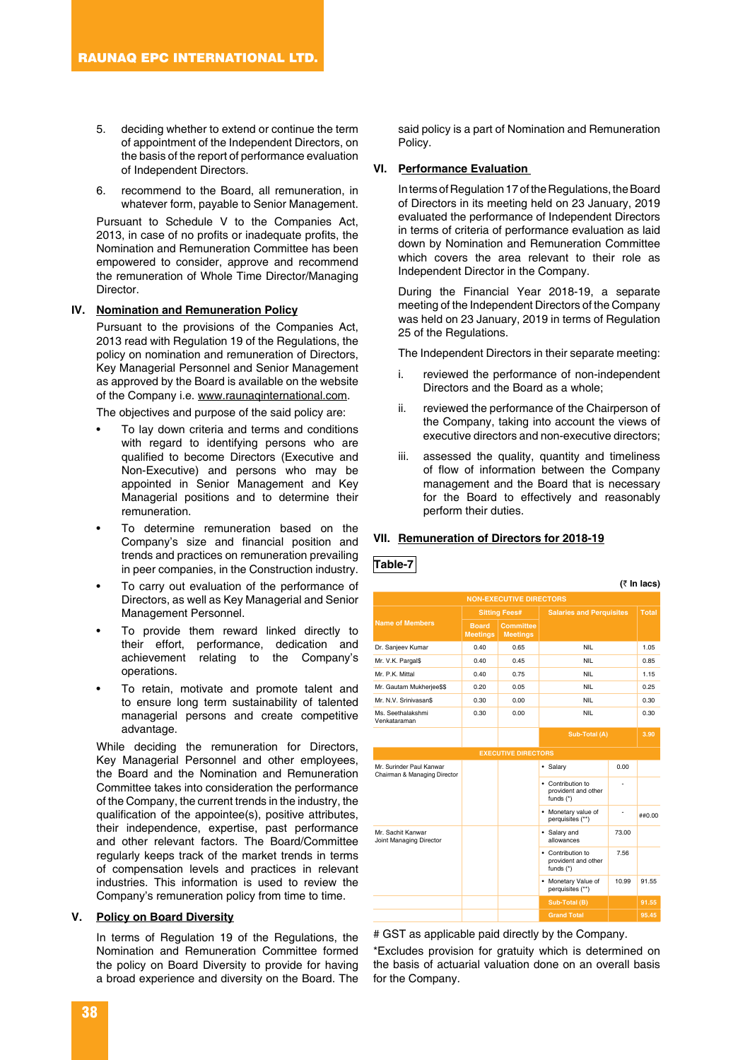5. deciding whether to extend or continue the term of appointment of the Independent Directors, on the basis of the report of performance evaluation of Independent Directors.

6. recommend to the Board, all remuneration, in whatever form, payable to Senior Management.

Pursuant to Schedule V to the Companies Act, 2013, in case of no profits or inadequate profits, the Nomination and Remuneration Committee has been empowered to consider, approve and recommend the remuneration of Whole Time Director/Managing Director.

## IV. Nomination and Remuneration Policy

Pursuant to the provisions of the Companies Act, 2013 read with Regulation 19 of the Regulations, the policy on nomination and remuneration of Directors, Key Managerial Personnel and Senior Management as approved by the Board is available on the website of the Company i.e. www.raunaqinternational.com.

The objectives and purpose of the said policy are:

- To lay down criteria and terms and conditions with regard to identifying persons who are qualified to become Directors (Executive and Non-Executive) and persons who may be appointed in Senior Management and Key Managerial positions and to determine their remuneration.
- To determine remuneration based on the Company's size and financial position and trends and practices on remuneration prevailing in peer companies, in the Construction industry.
- To carry out evaluation of the performance of Directors, as well as Key Managerial and Senior Management Personnel.
- To provide them reward linked directly to their effort, performance, dedication and achievement relating to the Company's operations.
- To retain, motivate and promote talent and to ensure long term sustainability of talented managerial persons and create competitive advantage.

While deciding the remuneration for Directors, Key Managerial Personnel and other employees, the Board and the Nomination and Remuneration Committee takes into consideration the performance of the Company, the current trends in the industry, the qualification of the appointee(s), positive attributes, their independence, expertise, past performance and other relevant factors. The Board/Committee regularly keeps track of the market trends in terms of compensation levels and practices in relevant industries. This information is used to review the Company's remuneration policy from time to time.

## V. Policy on Board Diversity

In terms of Regulation 19 of the Regulations, the Nomination and Remuneration Committee formed the policy on Board Diversity to provide for having a broad experience and diversity on the Board. The said policy is a part of Nomination and Remuneration Policy.

## VI. Performance Evaluation

In terms of Regulation 17 of the Regulations, the Board of Directors in its meeting held on 23 January, 2019 evaluated the performance of Independent Directors in terms of criteria of performance evaluation as laid down by Nomination and Remuneration Committee which covers the area relevant to their role as Independent Director in the Company.

During the Financial Year 2018-19, a separate meeting of the Independent Directors of the Company was held on 23 January, 2019 in terms of Regulation 25 of the Regulations.

The Independent Directors in their separate meeting:

i. reviewed the performance of non-independent Directors and the Board as a whole;

ii. reviewed the performance of the Chairperson of the Company, taking into account the views of executive directors and non-executive directors;

iii. assessed the quality, quantity and timeliness of flow of information between the Company management and the Board that is necessary for the Board to effectively and reasonably perform their duties.

## VII. Remuneration of Directors for 2018-19

**Table-7**

(₹ In lacs)

| Name of Members | Sitting Fees# | | Salaries and Perquisites | | Total |
|---|---|---|---|---|---|
| | Board Meetings | Committee Meetings | | | |
| **NON-EXECUTIVE DIRECTORS** | | | | | |
| Dr. Sanjeev Kumar | 0.40 | 0.65 | NIL | | 1.05 |
| Mr. V.K. Pargal$ | 0.40 | 0.45 | NIL | | 0.85 |
| Mr. P.K. Mittal | 0.40 | 0.75 | NIL | | 1.15 |
| Mr. Gautam Mukherjee$$ | 0.20 | 0.05 | NIL | | 0.25 |
| Mr. N.V. Srinivasan$ | 0.30 | 0.00 | NIL | | 0.30 |
| Ms. Seethalakshmi Venkataraman | 0.30 | 0.00 | NIL | | 0.30 |
| | | | Sub-Total (A) | | 3.90 |
| **EXECUTIVE DIRECTORS** | | | | | |
| Mr. Surinder Paul Kanwar Chairman & Managing Director | | | • Salary | 0.00 | |
| | | | • Contribution to provident and other funds (*) | - | |
| | | | • Monetary value of perquisites (**) | - | ##0.00 |
| Mr. Sachit Kanwar Joint Managing Director | | | • Salary and allowances | 73.00 | |
| | | | • Contribution to provident and other funds (*) | 7.56 | |
| | | | • Monetary Value of perquisites (**) | 10.99 | 91.55 |
| | | | Sub-Total (B) | | 91.55 |
| | | | Grand Total | | 95.45 |

# GST as applicable paid directly by the Company.

*Excludes provision for gratuity which is determined on the basis of actuarial valuation done on an overall basis for the Company.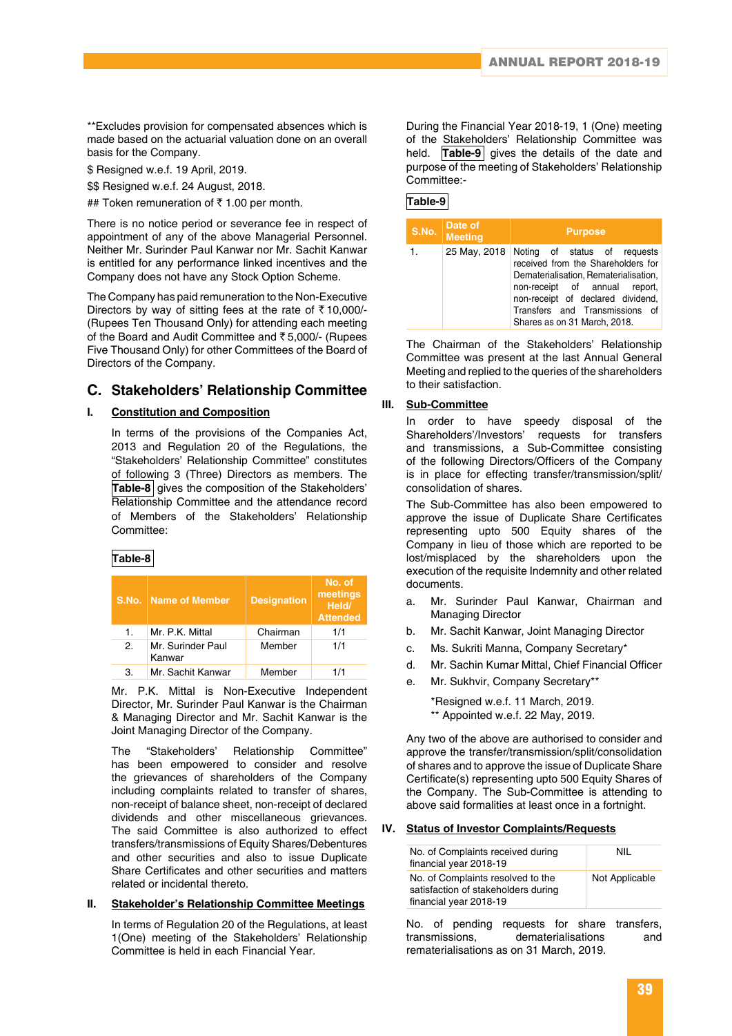**Excludes provision for compensated absences which is made based on the actuarial valuation done on an overall basis for the Company.

$ Resigned w.e.f. 19 April, 2019.

$$ Resigned w.e.f. 24 August, 2018.

## Token remuneration of ₹ 1.00 per month.

There is no notice period or severance fee in respect of appointment of any of the above Managerial Personnel. Neither Mr. Surinder Paul Kanwar nor Mr. Sachit Kanwar is entitled for any performance linked incentives and the Company does not have any Stock Option Scheme.

The Company has paid remuneration to the Non-Executive Directors by way of sitting fees at the rate of ₹ 10,000/- (Rupees Ten Thousand Only) for attending each meeting of the Board and Audit Committee and ₹ 5,000/- (Rupees Five Thousand Only) for other Committees of the Board of Directors of the Company.

## C. Stakeholders' Relationship Committee

### I. Constitution and Composition

In terms of the provisions of the Companies Act, 2013 and Regulation 20 of the Regulations, the "Stakeholders' Relationship Committee" constitutes of following 3 (Three) Directors as members. The **Table-8** gives the composition of the Stakeholders' Relationship Committee and the attendance record of Members of the Stakeholders' Relationship Committee:

**Table-8**

| S.No. | Name of Member | Designation | No. of meetings Held/ Attended |
|---|---|---|---|
| 1. | Mr. P.K. Mittal | Chairman | 1/1 |
| 2. | Mr. Surinder Paul Kanwar | Member | 1/1 |
| 3. | Mr. Sachit Kanwar | Member | 1/1 |

Mr. P.K. Mittal is Non-Executive Independent Director, Mr. Surinder Paul Kanwar is the Chairman & Managing Director and Mr. Sachit Kanwar is the Joint Managing Director of the Company.

The "Stakeholders' Relationship Committee" has been empowered to consider and resolve the grievances of shareholders of the Company including complaints related to transfer of shares, non-receipt of balance sheet, non-receipt of declared dividends and other miscellaneous grievances. The said Committee is also authorized to effect transfers/transmissions of Equity Shares/Debentures and other securities and also to issue Duplicate Share Certificates and other securities and matters related or incidental thereto.

### II. Stakeholder's Relationship Committee Meetings

In terms of Regulation 20 of the Regulations, at least 1(One) meeting of the Stakeholders' Relationship Committee is held in each Financial Year.

During the Financial Year 2018-19, 1 (One) meeting of the Stakeholders' Relationship Committee was held. **Table-9** gives the details of the date and purpose of the meeting of Stakeholders' Relationship Committee:-

**Table-9**

| S.No. | Date of Meeting | Purpose |
|---|---|---|
| 1. | 25 May, 2018 | Noting of status of requests received from the Shareholders for Dematerialisation, Rematerialisation, non-receipt of annual report, non-receipt of declared dividend, Transfers and Transmissions of Shares as on 31 March, 2018. |

The Chairman of the Stakeholders' Relationship Committee was present at the last Annual General Meeting and replied to the queries of the shareholders to their satisfaction.

### III. Sub-Committee

In order to have speedy disposal of the Shareholders'/Investors' requests for transfers and transmissions, a Sub-Committee consisting of the following Directors/Officers of the Company is in place for effecting transfer/transmission/split/consolidation of shares.

The Sub-Committee has also been empowered to approve the issue of Duplicate Share Certificates representing upto 500 Equity shares of the Company in lieu of those which are reported to be lost/misplaced by the shareholders upon the execution of the requisite Indemnity and other related documents.

a. Mr. Surinder Paul Kanwar, Chairman and Managing Director

b. Mr. Sachit Kanwar, Joint Managing Director

c. Ms. Sukriti Manna, Company Secretary*

d. Mr. Sachin Kumar Mittal, Chief Financial Officer

e. Mr. Sukhvir, Company Secretary**

*Resigned w.e.f. 11 March, 2019.
** Appointed w.e.f. 22 May, 2019.

Any two of the above are authorised to consider and approve the transfer/transmission/split/consolidation of shares and to approve the issue of Duplicate Share Certificate(s) representing upto 500 Equity Shares of the Company. The Sub-Committee is attending to above said formalities at least once in a fortnight.

### IV. Status of Investor Complaints/Requests

| | |
|---|---|
| No. of Complaints received during financial year 2018-19 | NIL |
| No. of Complaints resolved to the satisfaction of stakeholders during financial year 2018-19 | Not Applicable |

No. of pending requests for share transfers, transmissions, dematerialisations and rematerialisations as on 31 March, 2019.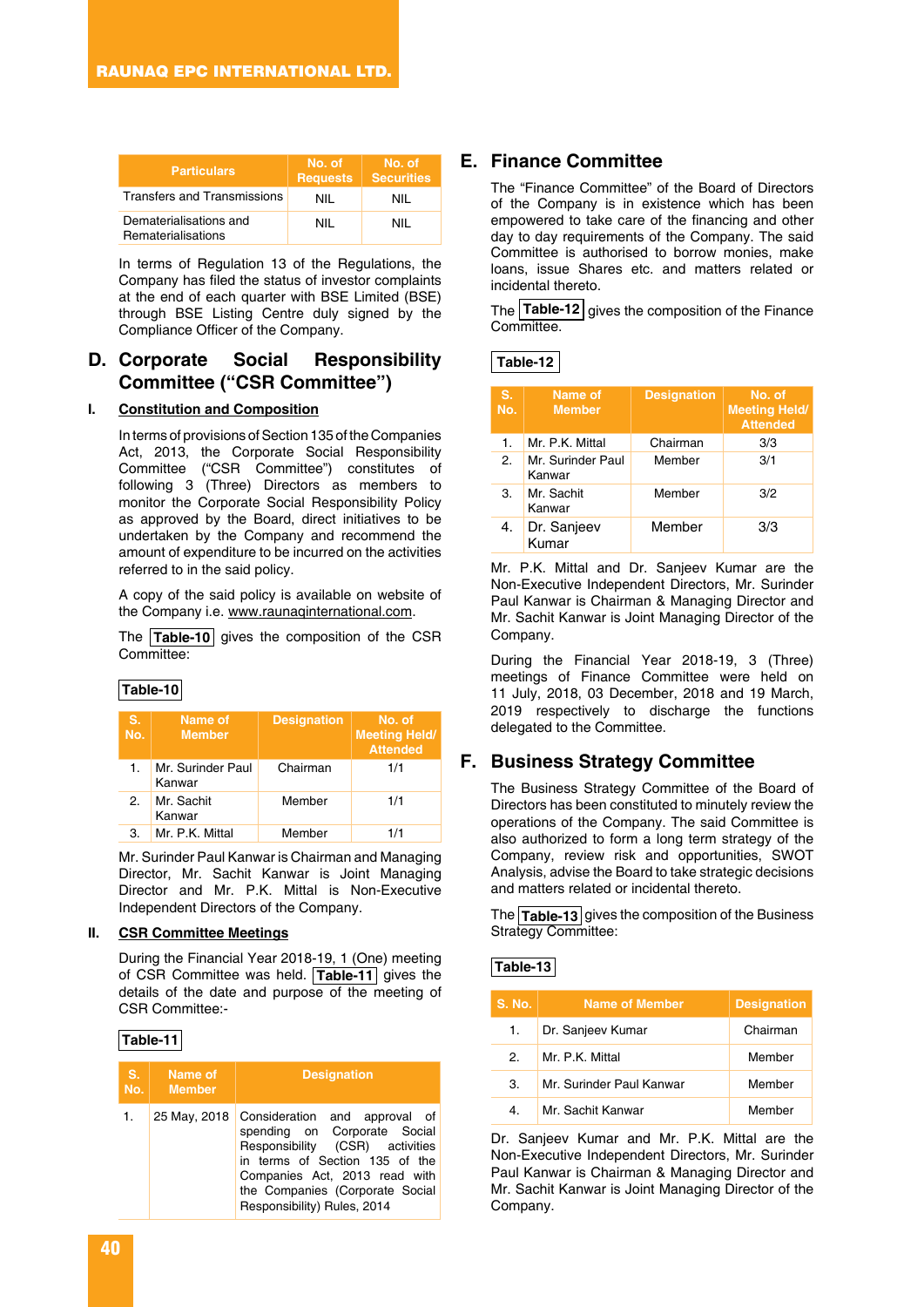| Particulars | No. of Requests | No. of Securities |
|---|---|---|
| Transfers and Transmissions | NIL | NIL |
| Dematerialisations and Rematerialisations | NIL | NIL |

In terms of Regulation 13 of the Regulations, the Company has filed the status of investor complaints at the end of each quarter with BSE Limited (BSE) through BSE Listing Centre duly signed by the Compliance Officer of the Company.

## D. Corporate Social Responsibility Committee ("CSR Committee")

### I. Constitution and Composition

In terms of provisions of Section 135 of the Companies Act, 2013, the Corporate Social Responsibility Committee ("CSR Committee") constitutes of following 3 (Three) Directors as members to monitor the Corporate Social Responsibility Policy as approved by the Board, direct initiatives to be undertaken by the Company and recommend the amount of expenditure to be incurred on the activities referred to in the said policy.

A copy of the said policy is available on website of the Company i.e. www.raunaqinternational.com.

The **Table-10** gives the composition of the CSR Committee:

**Table-10**

| S. No. | Name of Member | Designation | No. of Meeting Held/ Attended |
|---|---|---|---|
| 1. | Mr. Surinder Paul Kanwar | Chairman | 1/1 |
| 2. | Mr. Sachit Kanwar | Member | 1/1 |
| 3. | Mr. P.K. Mittal | Member | 1/1 |

Mr. Surinder Paul Kanwar is Chairman and Managing Director, Mr. Sachit Kanwar is Joint Managing Director and Mr. P.K. Mittal is Non-Executive Independent Directors of the Company.

### II. CSR Committee Meetings

During the Financial Year 2018-19, 1 (One) meeting of CSR Committee was held. **Table-11** gives the details of the date and purpose of the meeting of CSR Committee:-

**Table-11**

| S. No. | Name of Member | Designation |
|---|---|---|
| 1. | 25 May, 2018 | Consideration and approval of spending on Corporate Social Responsibility (CSR) activities in terms of Section 135 of the Companies Act, 2013 read with the Companies (Corporate Social Responsibility) Rules, 2014 |

## E. Finance Committee

The "Finance Committee" of the Board of Directors of the Company is in existence which has been empowered to take care of the financing and other day to day requirements of the Company. The said Committee is authorised to borrow monies, make loans, issue Shares etc. and matters related or incidental thereto.

The **Table-12** gives the composition of the Finance Committee.

**Table-12**

| S. No. | Name of Member | Designation | No. of Meeting Held/ Attended |
|---|---|---|---|
| 1. | Mr. P.K. Mittal | Chairman | 3/3 |
| 2. | Mr. Surinder Paul Kanwar | Member | 3/1 |
| 3. | Mr. Sachit Kanwar | Member | 3/2 |
| 4. | Dr. Sanjeev Kumar | Member | 3/3 |

Mr. P.K. Mittal and Dr. Sanjeev Kumar are the Non-Executive Independent Directors, Mr. Surinder Paul Kanwar is Chairman & Managing Director and Mr. Sachit Kanwar is Joint Managing Director of the Company.

During the Financial Year 2018-19, 3 (Three) meetings of Finance Committee were held on 11 July, 2018, 03 December, 2018 and 19 March, 2019 respectively to discharge the functions delegated to the Committee.

## F. Business Strategy Committee

The Business Strategy Committee of the Board of Directors has been constituted to minutely review the operations of the Company. The said Committee is also authorized to form a long term strategy of the Company, review risk and opportunities, SWOT Analysis, advise the Board to take strategic decisions and matters related or incidental thereto.

The **Table-13** gives the composition of the Business Strategy Committee:

**Table-13**

| S. No. | Name of Member | Designation |
|---|---|---|
| 1. | Dr. Sanjeev Kumar | Chairman |
| 2. | Mr. P.K. Mittal | Member |
| 3. | Mr. Surinder Paul Kanwar | Member |
| 4. | Mr. Sachit Kanwar | Member |

Dr. Sanjeev Kumar and Mr. P.K. Mittal are the Non-Executive Independent Directors, Mr. Surinder Paul Kanwar is Chairman & Managing Director and Mr. Sachit Kanwar is Joint Managing Director of the Company.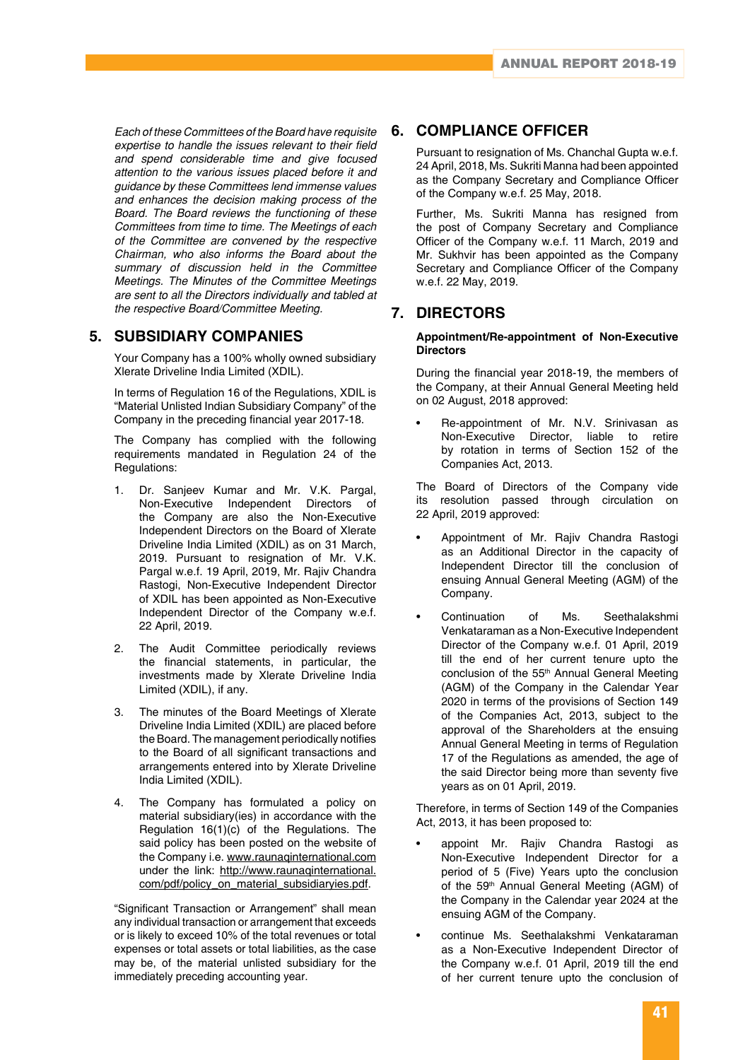*Each of these Committees of the Board have requisite expertise to handle the issues relevant to their field and spend considerable time and give focused attention to the various issues placed before it and guidance by these Committees lend immense values and enhances the decision making process of the Board. The Board reviews the functioning of these Committees from time to time. The Meetings of each of the Committee are convened by the respective Chairman, who also informs the Board about the summary of discussion held in the Committee Meetings. The Minutes of the Committee Meetings are sent to all the Directors individually and tabled at the respective Board/Committee Meeting.*

## 5. SUBSIDIARY COMPANIES

Your Company has a 100% wholly owned subsidiary Xlerate Driveline India Limited (XDIL).

In terms of Regulation 16 of the Regulations, XDIL is "Material Unlisted Indian Subsidiary Company" of the Company in the preceding financial year 2017-18.

The Company has complied with the following requirements mandated in Regulation 24 of the Regulations:

1. Dr. Sanjeev Kumar and Mr. V.K. Pargal, Non-Executive Independent Directors of the Company are also the Non-Executive Independent Directors on the Board of Xlerate Driveline India Limited (XDIL) as on 31 March, 2019. Pursuant to resignation of Mr. V.K. Pargal w.e.f. 19 April, 2019, Mr. Rajiv Chandra Rastogi, Non-Executive Independent Director of XDIL has been appointed as Non-Executive Independent Director of the Company w.e.f. 22 April, 2019.
2. The Audit Committee periodically reviews the financial statements, in particular, the investments made by Xlerate Driveline India Limited (XDIL), if any.
3. The minutes of the Board Meetings of Xlerate Driveline India Limited (XDIL) are placed before the Board. The management periodically notifies to the Board of all significant transactions and arrangements entered into by Xlerate Driveline India Limited (XDIL).
4. The Company has formulated a policy on material subsidiary(ies) in accordance with the Regulation 16(1)(c) of the Regulations. The said policy has been posted on the website of the Company i.e. www.raunaqinternational.com under the link: http://www.raunaqinternational.com/pdf/policy_on_material_subsidiaryies.pdf.

"Significant Transaction or Arrangement" shall mean any individual transaction or arrangement that exceeds or is likely to exceed 10% of the total revenues or total expenses or total assets or total liabilities, as the case may be, of the material unlisted subsidiary for the immediately preceding accounting year.

## 6. COMPLIANCE OFFICER

Pursuant to resignation of Ms. Chanchal Gupta w.e.f. 24 April, 2018, Ms. Sukriti Manna had been appointed as the Company Secretary and Compliance Officer of the Company w.e.f. 25 May, 2018.

Further, Ms. Sukriti Manna has resigned from the post of Company Secretary and Compliance Officer of the Company w.e.f. 11 March, 2019 and Mr. Sukhvir has been appointed as the Company Secretary and Compliance Officer of the Company w.e.f. 22 May, 2019.

## 7. DIRECTORS

**Appointment/Re-appointment of Non-Executive Directors**

During the financial year 2018-19, the members of the Company, at their Annual General Meeting held on 02 August, 2018 approved:

- Re-appointment of Mr. N.V. Srinivasan as Non-Executive Director, liable to retire by rotation in terms of Section 152 of the Companies Act, 2013.

The Board of Directors of the Company vide its resolution passed through circulation on 22 April, 2019 approved:

- Appointment of Mr. Rajiv Chandra Rastogi as an Additional Director in the capacity of Independent Director till the conclusion of ensuing Annual General Meeting (AGM) of the Company.
- Continuation of Ms. Seethalakshmi Venkataraman as a Non-Executive Independent Director of the Company w.e.f. 01 April, 2019 till the end of her current tenure upto the conclusion of the 55th Annual General Meeting (AGM) of the Company in the Calendar Year 2020 in terms of the provisions of Section 149 of the Companies Act, 2013, subject to the approval of the Shareholders at the ensuing Annual General Meeting in terms of Regulation 17 of the Regulations as amended, the age of the said Director being more than seventy five years as on 01 April, 2019.

Therefore, in terms of Section 149 of the Companies Act, 2013, it has been proposed to:

- appoint Mr. Rajiv Chandra Rastogi as Non-Executive Independent Director for a period of 5 (Five) Years upto the conclusion of the 59th Annual General Meeting (AGM) of the Company in the Calendar year 2024 at the ensuing AGM of the Company.
- continue Ms. Seethalakshmi Venkataraman as a Non-Executive Independent Director of the Company w.e.f. 01 April, 2019 till the end of her current tenure upto the conclusion of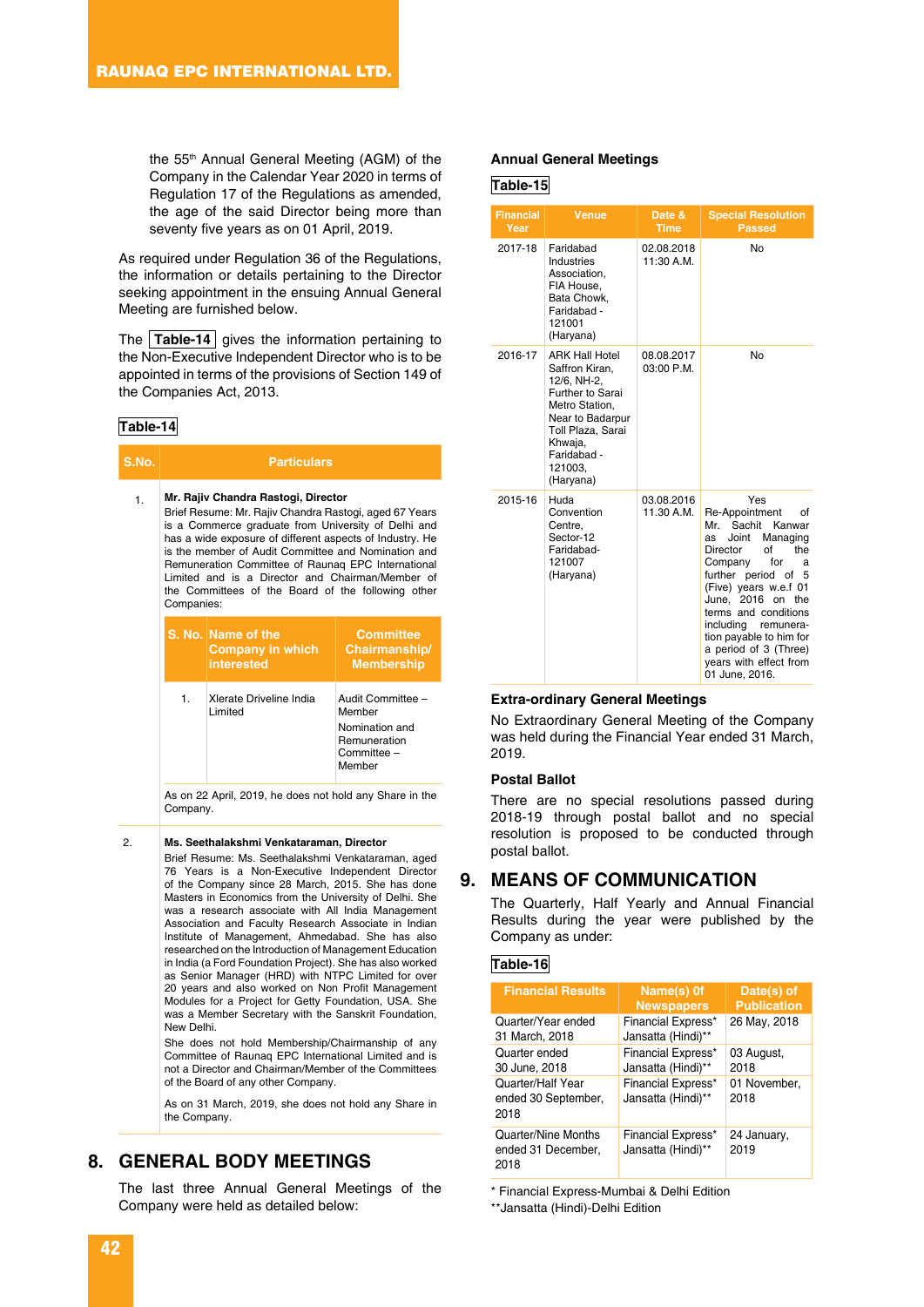the 55th Annual General Meeting (AGM) of the Company in the Calendar Year 2020 in terms of Regulation 17 of the Regulations as amended, the age of the said Director being more than seventy five years as on 01 April, 2019.

As required under Regulation 36 of the Regulations, the information or details pertaining to the Director seeking appointment in the ensuing Annual General Meeting are furnished below.

The **Table-14** gives the information pertaining to the Non-Executive Independent Director who is to be appointed in terms of the provisions of Section 149 of the Companies Act, 2013.

**Table-14**

| S.No. | Particulars |
|---|---|
| 1. | **Mr. Rajiv Chandra Rastogi, Director**<br>Brief Resume: Mr. Rajiv Chandra Rastogi, aged 67 Years is a Commerce graduate from University of Delhi and has a wide exposure of different aspects of Industry. He is the member of Audit Committee and Nomination and Remuneration Committee of Raunaq EPC International Limited and is a Director and Chairman/Member of the Committees of the Board of the following other Companies:<br><br>S. No. / Name of the Company in which interested / Committee Chairmanship/ Membership<br>1. / Xlerate Driveline India Limited / Audit Committee – Member; Nomination and Remuneration Committee – Member<br><br>As on 22 April, 2019, he does not hold any Share in the Company. |
| 2. | **Ms. Seethalakshmi Venkataraman, Director**<br>Brief Resume: Ms. Seethalakshmi Venkataraman, aged 76 Years is a Non-Executive Independent Director of the Company since 28 March, 2015. She has done Masters in Economics from the University of Delhi. She was a research associate with All India Management Association and Faculty Research Associate in Indian Institute of Management, Ahmedabad. She has also researched on the Introduction of Management Education in India (a Ford Foundation Project). She has also worked as Senior Manager (HRD) with NTPC Limited for over 20 years and also worked on Non Profit Management Modules for a Project for Getty Foundation, USA. She was a Member Secretary with the Sanskrit Foundation, New Delhi.<br>She does not hold Membership/Chairmanship of any Committee of Raunaq EPC International Limited and is not a Director and Chairman/Member of the Committees of the Board of any other Company.<br>As on 31 March, 2019, she does not hold any Share in the Company. |

## 8. GENERAL BODY MEETINGS

The last three Annual General Meetings of the Company were held as detailed below:

**Annual General Meetings**

**Table-15**

| Financial Year | Venue | Date & Time | Special Resolution Passed |
|---|---|---|---|
| 2017-18 | Faridabad Industries Association, FIA House, Bata Chowk, Faridabad - 121001 (Haryana) | 02.08.2018 11:30 A.M. | No |
| 2016-17 | ARK Hall Hotel Saffron Kiran, 12/6, NH-2, Further to Sarai Metro Station, Near to Badarpur Toll Plaza, Sarai Khwaja, Faridabad - 121003, (Haryana) | 08.08.2017 03:00 P.M. | No |
| 2015-16 | Huda Convention Centre, Sector-12 Faridabad-121007 (Haryana) | 03.08.2016 11.30 A.M. | Yes<br>Re-Appointment of Mr. Sachit Kanwar as Joint Managing Director of the Company for a further period of 5 (Five) years w.e.f 01 June, 2016 on the terms and conditions including remuneration payable to him for a period of 3 (Three) years with effect from 01 June, 2016. |

**Extra-ordinary General Meetings**

No Extraordinary General Meeting of the Company was held during the Financial Year ended 31 March, 2019.

**Postal Ballot**

There are no special resolutions passed during 2018-19 through postal ballot and no special resolution is proposed to be conducted through postal ballot.

## 9. MEANS OF COMMUNICATION

The Quarterly, Half Yearly and Annual Financial Results during the year were published by the Company as under:

**Table-16**

| Financial Results | Name(s) 0f Newspapers | Date(s) of Publication |
|---|---|---|
| Quarter/Year ended 31 March, 2018 | Financial Express* Jansatta (Hindi)** | 26 May, 2018 |
| Quarter ended 30 June, 2018 | Financial Express* Jansatta (Hindi)** | 03 August, 2018 |
| Quarter/Half Year ended 30 September, 2018 | Financial Express* Jansatta (Hindi)** | 01 November, 2018 |
| Quarter/Nine Months ended 31 December, 2018 | Financial Express* Jansatta (Hindi)** | 24 January, 2019 |

* Financial Express-Mumbai & Delhi Edition

**Jansatta (Hindi)-Delhi Edition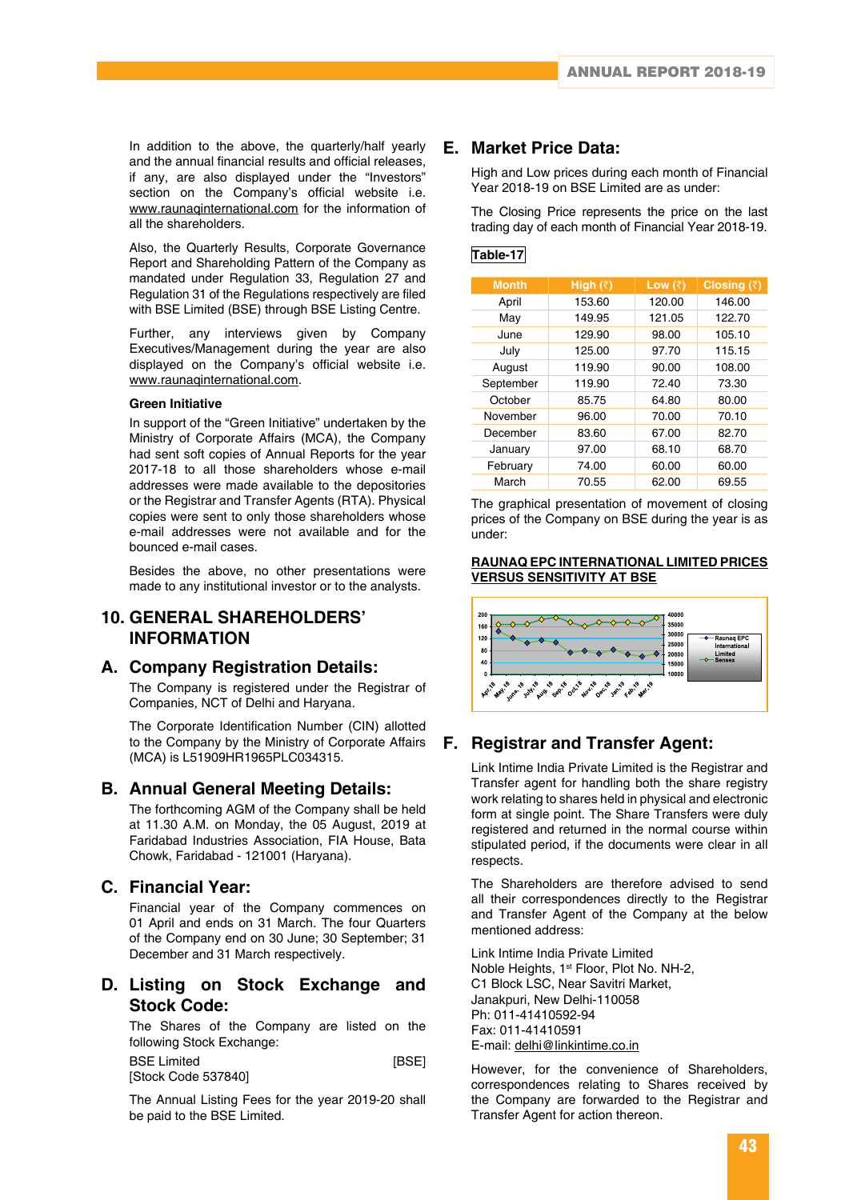In addition to the above, the quarterly/half yearly and the annual financial results and official releases, if any, are also displayed under the "Investors" section on the Company's official website i.e. www.raunaqinternational.com for the information of all the shareholders.

Also, the Quarterly Results, Corporate Governance Report and Shareholding Pattern of the Company as mandated under Regulation 33, Regulation 27 and Regulation 31 of the Regulations respectively are filed with BSE Limited (BSE) through BSE Listing Centre.

Further, any interviews given by Company Executives/Management during the year are also displayed on the Company's official website i.e. www.raunaqinternational.com.

**Green Initiative**

In support of the "Green Initiative" undertaken by the Ministry of Corporate Affairs (MCA), the Company had sent soft copies of Annual Reports for the year 2017-18 to all those shareholders whose e-mail addresses were made available to the depositories or the Registrar and Transfer Agents (RTA). Physical copies were sent to only those shareholders whose e-mail addresses were not available and for the bounced e-mail cases.

Besides the above, no other presentations were made to any institutional investor or to the analysts.

## 10. GENERAL SHAREHOLDERS' INFORMATION

### A. Company Registration Details:

The Company is registered under the Registrar of Companies, NCT of Delhi and Haryana.

The Corporate Identification Number (CIN) allotted to the Company by the Ministry of Corporate Affairs (MCA) is L51909HR1965PLC034315.

### B. Annual General Meeting Details:

The forthcoming AGM of the Company shall be held at 11.30 A.M. on Monday, the 05 August, 2019 at Faridabad Industries Association, FIA House, Bata Chowk, Faridabad - 121001 (Haryana).

### C. Financial Year:

Financial year of the Company commences on 01 April and ends on 31 March. The four Quarters of the Company end on 30 June; 30 September; 31 December and 31 March respectively.

### D. Listing on Stock Exchange and Stock Code:

The Shares of the Company are listed on the following Stock Exchange:

BSE Limited [BSE]
[Stock Code 537840]

The Annual Listing Fees for the year 2019-20 shall be paid to the BSE Limited.

### E. Market Price Data:

High and Low prices during each month of Financial Year 2018-19 on BSE Limited are as under:

The Closing Price represents the price on the last trading day of each month of Financial Year 2018-19.

**Table-17**

| Month | High (₹) | Low (₹) | Closing (₹) |
|---|---|---|---|
| April | 153.60 | 120.00 | 146.00 |
| May | 149.95 | 121.05 | 122.70 |
| June | 129.90 | 98.00 | 105.10 |
| July | 125.00 | 97.70 | 115.15 |
| August | 119.90 | 90.00 | 108.00 |
| September | 119.90 | 72.40 | 73.30 |
| October | 85.75 | 64.80 | 80.00 |
| November | 96.00 | 70.00 | 70.10 |
| December | 83.60 | 67.00 | 82.70 |
| January | 97.00 | 68.10 | 68.70 |
| February | 74.00 | 60.00 | 60.00 |
| March | 70.55 | 62.00 | 69.55 |

The graphical presentation of movement of closing prices of the Company on BSE during the year is as under:

**RAUNAQ EPC INTERNATIONAL LIMITED PRICES VERSUS SENSITIVITY AT BSE**

### F. Registrar and Transfer Agent:

Link Intime India Private Limited is the Registrar and Transfer agent for handling both the share registry work relating to shares held in physical and electronic form at single point. The Share Transfers were duly registered and returned in the normal course within stipulated period, if the documents were clear in all respects.

The Shareholders are therefore advised to send all their correspondences directly to the Registrar and Transfer Agent of the Company at the below mentioned address:

Link Intime India Private Limited
Noble Heights, 1st Floor, Plot No. NH-2,
C1 Block LSC, Near Savitri Market,
Janakpuri, New Delhi-110058
Ph: 011-41410592-94
Fax: 011-41410591
E-mail: delhi@linkintime.co.in

However, for the convenience of Shareholders, correspondences relating to Shares received by the Company are forwarded to the Registrar and Transfer Agent for action thereon.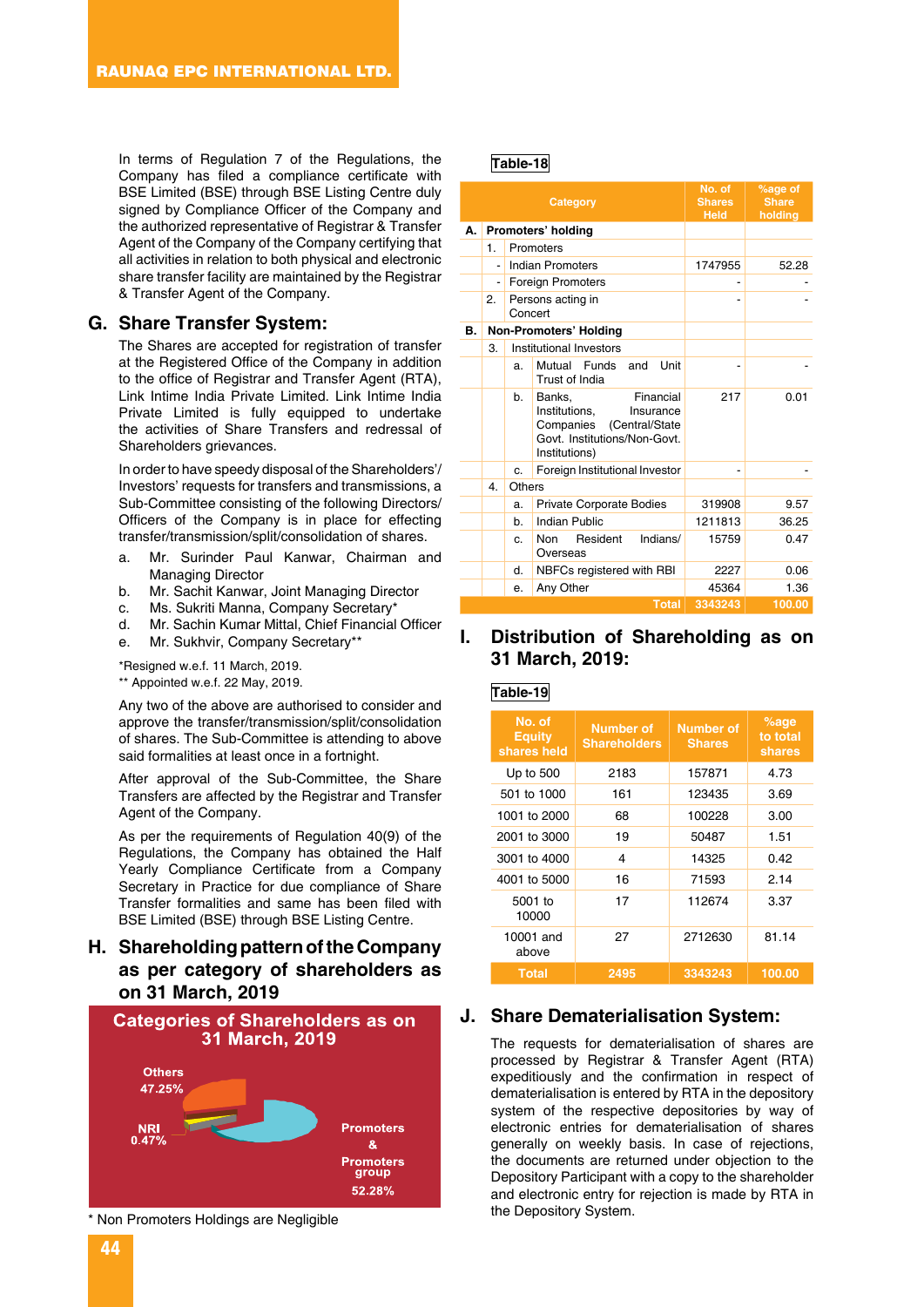In terms of Regulation 7 of the Regulations, the Company has filed a compliance certificate with BSE Limited (BSE) through BSE Listing Centre duly signed by Compliance Officer of the Company and the authorized representative of Registrar & Transfer Agent of the Company certifying that all activities in relation to both physical and electronic share transfer facility are maintained by the Registrar & Transfer Agent of the Company.

## G. Share Transfer System:

The Shares are accepted for registration of transfer at the Registered Office of the Company in addition to the office of Registrar and Transfer Agent (RTA), Link Intime India Private Limited. Link Intime India Private Limited is fully equipped to undertake the activities of Share Transfers and redressal of Shareholders grievances.

In order to have speedy disposal of the Shareholders'/ Investors' requests for transfers and transmissions, a Sub-Committee consisting of the following Directors/ Officers of the Company is in place for effecting transfer/transmission/split/consolidation of shares.

a. Mr. Surinder Paul Kanwar, Chairman and Managing Director
b. Mr. Sachit Kanwar, Joint Managing Director
c. Ms. Sukriti Manna, Company Secretary*
d. Mr. Sachin Kumar Mittal, Chief Financial Officer
e. Mr. Sukhvir, Company Secretary**

*Resigned w.e.f. 11 March, 2019.
** Appointed w.e.f. 22 May, 2019.

Any two of the above are authorised to consider and approve the transfer/transmission/split/consolidation of shares. The Sub-Committee is attending to above said formalities at least once in a fortnight.

After approval of the Sub-Committee, the Share Transfers are affected by the Registrar and Transfer Agent of the Company.

As per the requirements of Regulation 40(9) of the Regulations, the Company has obtained the Half Yearly Compliance Certificate from a Company Secretary in Practice for due compliance of Share Transfer formalities and same has been filed with BSE Limited (BSE) through BSE Listing Centre.

## H. Shareholding pattern of the Company as per category of shareholders as on 31 March, 2019

**Categories of Shareholders as on 31 March, 2019**

Others 47.25%
NRI 0.47%
Promoters & Promoters group 52.28%

* Non Promoters Holdings are Negligible

**Table-18**

| | | | Category | No. of Shares Held | %age of Share holding |
|---|---|---|---|---|---|
| **A.** | **Promoters' holding** | | | | |
| | 1. | | Promoters | | |
| | | - | Indian Promoters | 1747955 | 52.28 |
| | | - | Foreign Promoters | - | - |
| | 2. | | Persons acting in Concert | - | - |
| **B.** | **Non-Promoters' Holding** | | | | |
| | 3. | | Institutional Investors | | |
| | | a. | Mutual Funds and Unit Trust of India | - | - |
| | | b. | Banks, Financial Institutions, Insurance Companies (Central/State Govt. Institutions/Non-Govt. Institutions) | 217 | 0.01 |
| | | c. | Foreign Institutional Investor | - | - |
| | 4. | | Others | | |
| | | a. | Private Corporate Bodies | 319908 | 9.57 |
| | | b. | Indian Public | 1211813 | 36.25 |
| | | c. | Non Resident Indians/ Overseas | 15759 | 0.47 |
| | | d. | NBFCs registered with RBI | 2227 | 0.06 |
| | | e. | Any Other | 45364 | 1.36 |
| | | | **Total** | **3343243** | **100.00** |

## I. Distribution of Shareholding as on 31 March, 2019:

**Table-19**

| No. of Equity shares held | Number of Shareholders | Number of Shares | %age to total shares |
|---|---|---|---|
| Up to 500 | 2183 | 157871 | 4.73 |
| 501 to 1000 | 161 | 123435 | 3.69 |
| 1001 to 2000 | 68 | 100228 | 3.00 |
| 2001 to 3000 | 19 | 50487 | 1.51 |
| 3001 to 4000 | 4 | 14325 | 0.42 |
| 4001 to 5000 | 16 | 71593 | 2.14 |
| 5001 to 10000 | 17 | 112674 | 3.37 |
| 10001 and above | 27 | 2712630 | 81.14 |
| **Total** | **2495** | **3343243** | **100.00** |

## J. Share Dematerialisation System:

The requests for dematerialisation of shares are processed by Registrar & Transfer Agent (RTA) expeditiously and the confirmation in respect of dematerialisation is entered by RTA in the depository system of the respective depositories by way of electronic entries for dematerialisation of shares generally on weekly basis. In case of rejections, the documents are returned under objection to the Depository Participant with a copy to the shareholder and electronic entry for rejection is made by RTA in the Depository System.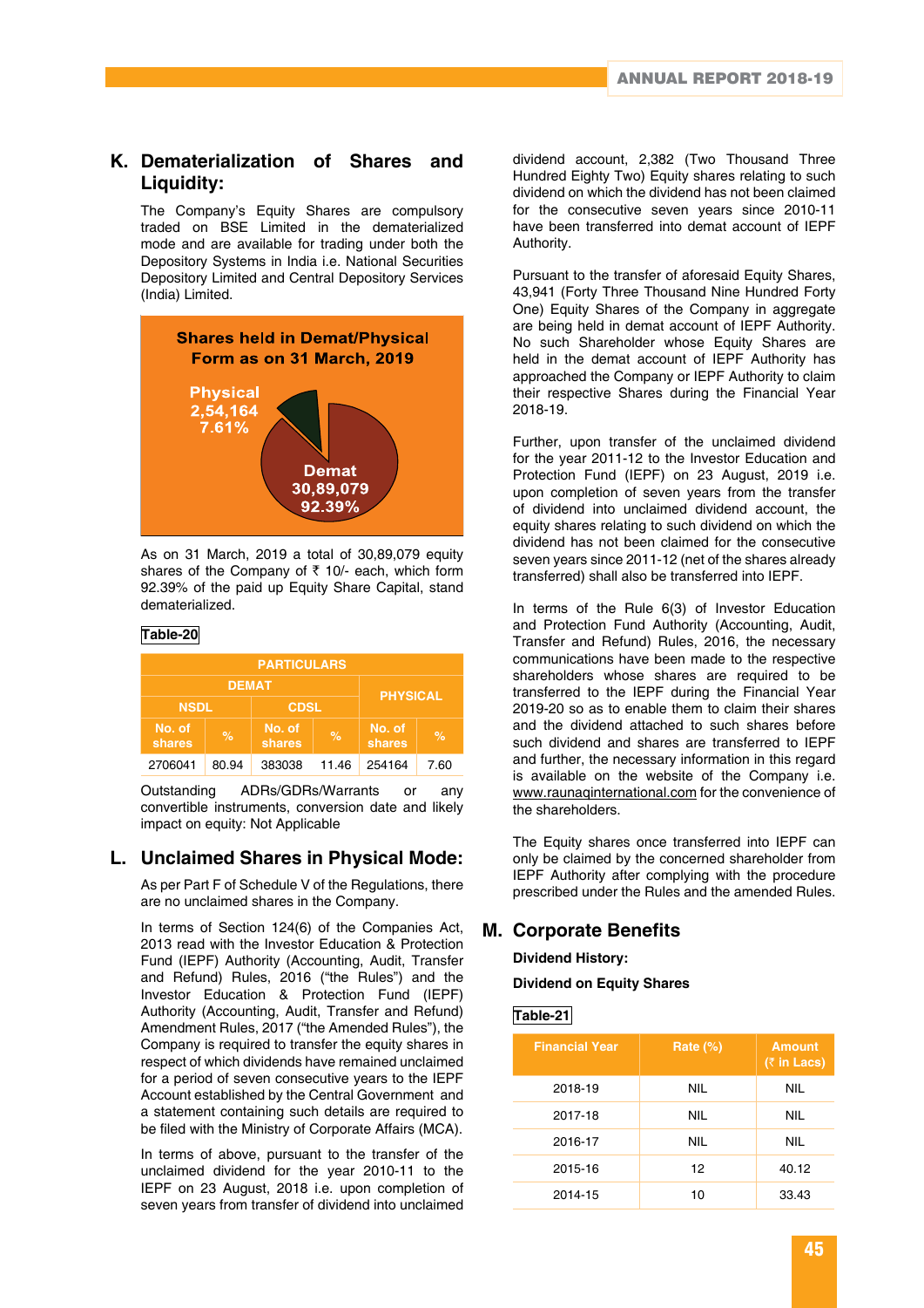## K. Dematerialization of Shares and Liquidity:

The Company's Equity Shares are compulsory traded on BSE Limited in the dematerialized mode and are available for trading under both the Depository Systems in India i.e. National Securities Depository Limited and Central Depository Services (India) Limited.

**Shares held in Demat/Physical Form as on 31 March, 2019**

Physical 2,54,164 7.61%

Demat 30,89,079 92.39%

As on 31 March, 2019 a total of 30,89,079 equity shares of the Company of ₹ 10/- each, which form 92.39% of the paid up Equity Share Capital, stand dematerialized.

**Table-20**

| PARTICULARS | | | | | |
|---|---|---|---|---|---|
| DEMAT | | | | PHYSICAL | |
| NSDL | | CDSL | | | |
| No. of shares | % | No. of shares | % | No. of shares | % |
| 2706041 | 80.94 | 383038 | 11.46 | 254164 | 7.60 |

Outstanding ADRs/GDRs/Warrants or any convertible instruments, conversion date and likely impact on equity: Not Applicable

## L. Unclaimed Shares in Physical Mode:

As per Part F of Schedule V of the Regulations, there are no unclaimed shares in the Company.

In terms of Section 124(6) of the Companies Act, 2013 read with the Investor Education & Protection Fund (IEPF) Authority (Accounting, Audit, Transfer and Refund) Rules, 2016 ("the Rules") and the Investor Education & Protection Fund (IEPF) Authority (Accounting, Audit, Transfer and Refund) Amendment Rules, 2017 ("the Amended Rules"), the Company is required to transfer the equity shares in respect of which dividends have remained unclaimed for a period of seven consecutive years to the IEPF Account established by the Central Government and a statement containing such details are required to be filed with the Ministry of Corporate Affairs (MCA).

In terms of above, pursuant to the transfer of the unclaimed dividend for the year 2010-11 to the IEPF on 23 August, 2018 i.e. upon completion of seven years from transfer of dividend into unclaimed dividend account, 2,382 (Two Thousand Three Hundred Eighty Two) Equity shares relating to such dividend on which the dividend has not been claimed for the consecutive seven years since 2010-11 have been transferred into demat account of IEPF Authority.

Pursuant to the transfer of aforesaid Equity Shares, 43,941 (Forty Three Thousand Nine Hundred Forty One) Equity Shares of the Company in aggregate are being held in demat account of IEPF Authority. No such Shareholder whose Equity Shares are held in the demat account of IEPF Authority has approached the Company or IEPF Authority to claim their respective Shares during the Financial Year 2018-19.

Further, upon transfer of the unclaimed dividend for the year 2011-12 to the Investor Education and Protection Fund (IEPF) on 23 August, 2019 i.e. upon completion of seven years from the transfer of dividend into unclaimed dividend account, the equity shares relating to such dividend on which the dividend has not been claimed for the consecutive seven years since 2011-12 (net of the shares already transferred) shall also be transferred into IEPF.

In terms of the Rule 6(3) of Investor Education and Protection Fund Authority (Accounting, Audit, Transfer and Refund) Rules, 2016, the necessary communications have been made to the respective shareholders whose shares are required to be transferred to the IEPF during the Financial Year 2019-20 so as to enable them to claim their shares and the dividend attached to such shares before such dividend and shares are transferred to IEPF and further, the necessary information in this regard is available on the website of the Company i.e. www.raunaqinternational.com for the convenience of the shareholders.

The Equity shares once transferred into IEPF can only be claimed by the concerned shareholder from IEPF Authority after complying with the procedure prescribed under the Rules and the amended Rules.

## M. Corporate Benefits

**Dividend History:**

**Dividend on Equity Shares**

**Table-21**

| Financial Year | Rate (%) | Amount (₹ in Lacs) |
|---|---|---|
| 2018-19 | NIL | NIL |
| 2017-18 | NIL | NIL |
| 2016-17 | NIL | NIL |
| 2015-16 | 12 | 40.12 |
| 2014-15 | 10 | 33.43 |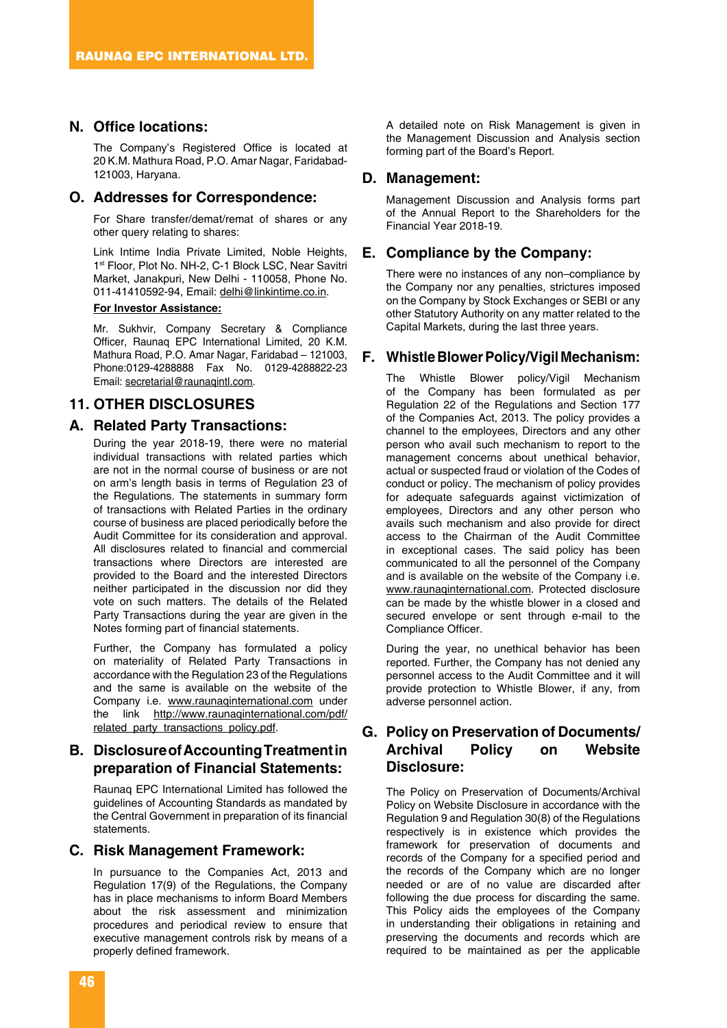## N. Office locations:

The Company's Registered Office is located at 20 K.M. Mathura Road, P.O. Amar Nagar, Faridabad-121003, Haryana.

## O. Addresses for Correspondence:

For Share transfer/demat/remat of shares or any other query relating to shares:

Link Intime India Private Limited, Noble Heights, 1st Floor, Plot No. NH-2, C-1 Block LSC, Near Savitri Market, Janakpuri, New Delhi - 110058, Phone No. 011-41410592-94, Email: delhi@linkintime.co.in.

**For Investor Assistance:**

Mr. Sukhvir, Company Secretary & Compliance Officer, Raunaq EPC International Limited, 20 K.M. Mathura Road, P.O. Amar Nagar, Faridabad – 121003, Phone:0129-4288888 Fax No. 0129-4288822-23 Email: secretarial@raunaqintl.com.

# 11. OTHER DISCLOSURES

## A. Related Party Transactions:

During the year 2018-19, there were no material individual transactions with related parties which are not in the normal course of business or are not on arm's length basis in terms of Regulation 23 of the Regulations. The statements in summary form of transactions with Related Parties in the ordinary course of business are placed periodically before the Audit Committee for its consideration and approval. All disclosures related to financial and commercial transactions where Directors are interested are provided to the Board and the interested Directors neither participated in the discussion nor did they vote on such matters. The details of the Related Party Transactions during the year are given in the Notes forming part of financial statements.

Further, the Company has formulated a policy on materiality of Related Party Transactions in accordance with the Regulation 23 of the Regulations and the same is available on the website of the Company i.e. www.raunaqinternational.com under the link http://www.raunaqinternational.com/pdf/related_party_transactions_policy.pdf.

## B. Disclosure of Accounting Treatment in preparation of Financial Statements:

Raunaq EPC International Limited has followed the guidelines of Accounting Standards as mandated by the Central Government in preparation of its financial statements.

## C. Risk Management Framework:

In pursuance to the Companies Act, 2013 and Regulation 17(9) of the Regulations, the Company has in place mechanisms to inform Board Members about the risk assessment and minimization procedures and periodical review to ensure that executive management controls risk by means of a properly defined framework.

A detailed note on Risk Management is given in the Management Discussion and Analysis section forming part of the Board's Report.

## D. Management:

Management Discussion and Analysis forms part of the Annual Report to the Shareholders for the Financial Year 2018-19.

## E. Compliance by the Company:

There were no instances of any non–compliance by the Company nor any penalties, strictures imposed on the Company by Stock Exchanges or SEBI or any other Statutory Authority on any matter related to the Capital Markets, during the last three years.

## F. Whistle Blower Policy/Vigil Mechanism:

The Whistle Blower policy/Vigil Mechanism of the Company has been formulated as per Regulation 22 of the Regulations and Section 177 of the Companies Act, 2013. The policy provides a channel to the employees, Directors and any other person who avail such mechanism to report to the management concerns about unethical behavior, actual or suspected fraud or violation of the Codes of conduct or policy. The mechanism of policy provides for adequate safeguards against victimization of employees, Directors and any other person who avails such mechanism and also provide for direct access to the Chairman of the Audit Committee in exceptional cases. The said policy has been communicated to all the personnel of the Company and is available on the website of the Company i.e. www.raunaqinternational.com. Protected disclosure can be made by the whistle blower in a closed and secured envelope or sent through e-mail to the Compliance Officer.

During the year, no unethical behavior has been reported. Further, the Company has not denied any personnel access to the Audit Committee and it will provide protection to Whistle Blower, if any, from adverse personnel action.

## G. Policy on Preservation of Documents/ Archival Policy on Website Disclosure:

The Policy on Preservation of Documents/Archival Policy on Website Disclosure in accordance with the Regulation 9 and Regulation 30(8) of the Regulations respectively is in existence which provides the framework for preservation of documents and records of the Company for a specified period and the records of the Company which are no longer needed or are of no value are discarded after following the due process for discarding the same. This Policy aids the employees of the Company in understanding their obligations in retaining and preserving the documents and records which are required to be maintained as per the applicable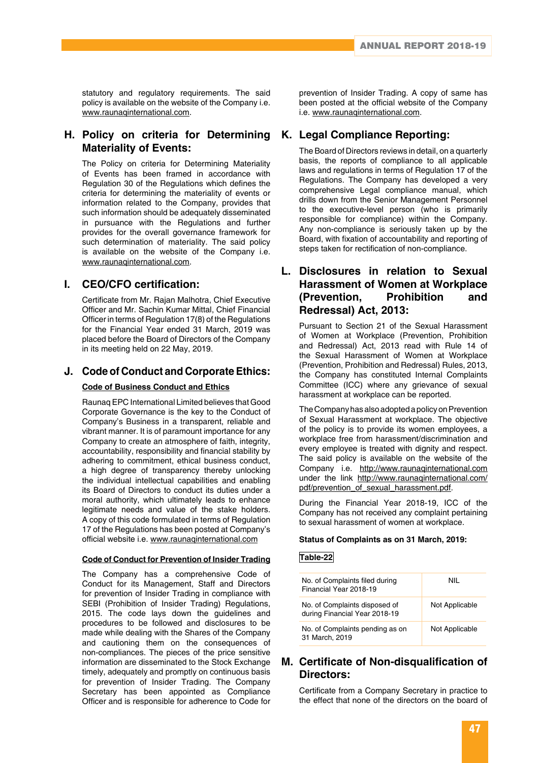statutory and regulatory requirements. The said policy is available on the website of the Company i.e. www.raunaqinternational.com.

## H. Policy on criteria for Determining Materiality of Events:

The Policy on criteria for Determining Materiality of Events has been framed in accordance with Regulation 30 of the Regulations which defines the criteria for determining the materiality of events or information related to the Company, provides that such information should be adequately disseminated in pursuance with the Regulations and further provides for the overall governance framework for such determination of materiality. The said policy is available on the website of the Company i.e. www.raunaqinternational.com.

## I. CEO/CFO certification:

Certificate from Mr. Rajan Malhotra, Chief Executive Officer and Mr. Sachin Kumar Mittal, Chief Financial Officer in terms of Regulation 17(8) of the Regulations for the Financial Year ended 31 March, 2019 was placed before the Board of Directors of the Company in its meeting held on 22 May, 2019.

## J. Code of Conduct and Corporate Ethics:

**Code of Business Conduct and Ethics**

Raunaq EPC International Limited believes that Good Corporate Governance is the key to the Conduct of Company's Business in a transparent, reliable and vibrant manner. It is of paramount importance for any Company to create an atmosphere of faith, integrity, accountability, responsibility and financial stability by adhering to commitment, ethical business conduct, a high degree of transparency thereby unlocking the individual intellectual capabilities and enabling its Board of Directors to conduct its duties under a moral authority, which ultimately leads to enhance legitimate needs and value of the stake holders. A copy of this code formulated in terms of Regulation 17 of the Regulations has been posted at Company's official website i.e. www.raunaqinternational.com

**Code of Conduct for Prevention of Insider Trading**

The Company has a comprehensive Code of Conduct for its Management, Staff and Directors for prevention of Insider Trading in compliance with SEBI (Prohibition of Insider Trading) Regulations, 2015. The code lays down the guidelines and procedures to be followed and disclosures to be made while dealing with the Shares of the Company and cautioning them on the consequences of non-compliances. The pieces of the price sensitive information are disseminated to the Stock Exchange timely, adequately and promptly on continuous basis for prevention of Insider Trading. The Company Secretary has been appointed as Compliance Officer and is responsible for adherence to Code for prevention of Insider Trading. A copy of same has been posted at the official website of the Company i.e. www.raunaqinternational.com.

## K. Legal Compliance Reporting:

The Board of Directors reviews in detail, on a quarterly basis, the reports of compliance to all applicable laws and regulations in terms of Regulation 17 of the Regulations. The Company has developed a very comprehensive Legal compliance manual, which drills down from the Senior Management Personnel to the executive-level person (who is primarily responsible for compliance) within the Company. Any non-compliance is seriously taken up by the Board, with fixation of accountability and reporting of steps taken for rectification of non-compliance.

## L. Disclosures in relation to Sexual Harassment of Women at Workplace (Prevention, Prohibition and Redressal) Act, 2013:

Pursuant to Section 21 of the Sexual Harassment of Women at Workplace (Prevention, Prohibition and Redressal) Act, 2013 read with Rule 14 of the Sexual Harassment of Women at Workplace (Prevention, Prohibition and Redressal) Rules, 2013, the Company has constituted Internal Complaints Committee (ICC) where any grievance of sexual harassment at workplace can be reported.

The Company has also adopted a policy on Prevention of Sexual Harassment at workplace. The objective of the policy is to provide its women employees, a workplace free from harassment/discrimination and every employee is treated with dignity and respect. The said policy is available on the website of the Company i.e. http://www.raunaqinternational.com under the link http://www.raunaqinternational.com/pdf/prevention_of_sexual_harassment.pdf.

During the Financial Year 2018-19, ICC of the Company has not received any complaint pertaining to sexual harassment of women at workplace.

**Status of Complaints as on 31 March, 2019:**

**Table-22**

| | |
|---|---|
| No. of Complaints filed during Financial Year 2018-19 | NIL |
| No. of Complaints disposed of during Financial Year 2018-19 | Not Applicable |
| No. of Complaints pending as on 31 March, 2019 | Not Applicable |

## M. Certificate of Non-disqualification of Directors:

Certificate from a Company Secretary in practice to the effect that none of the directors on the board of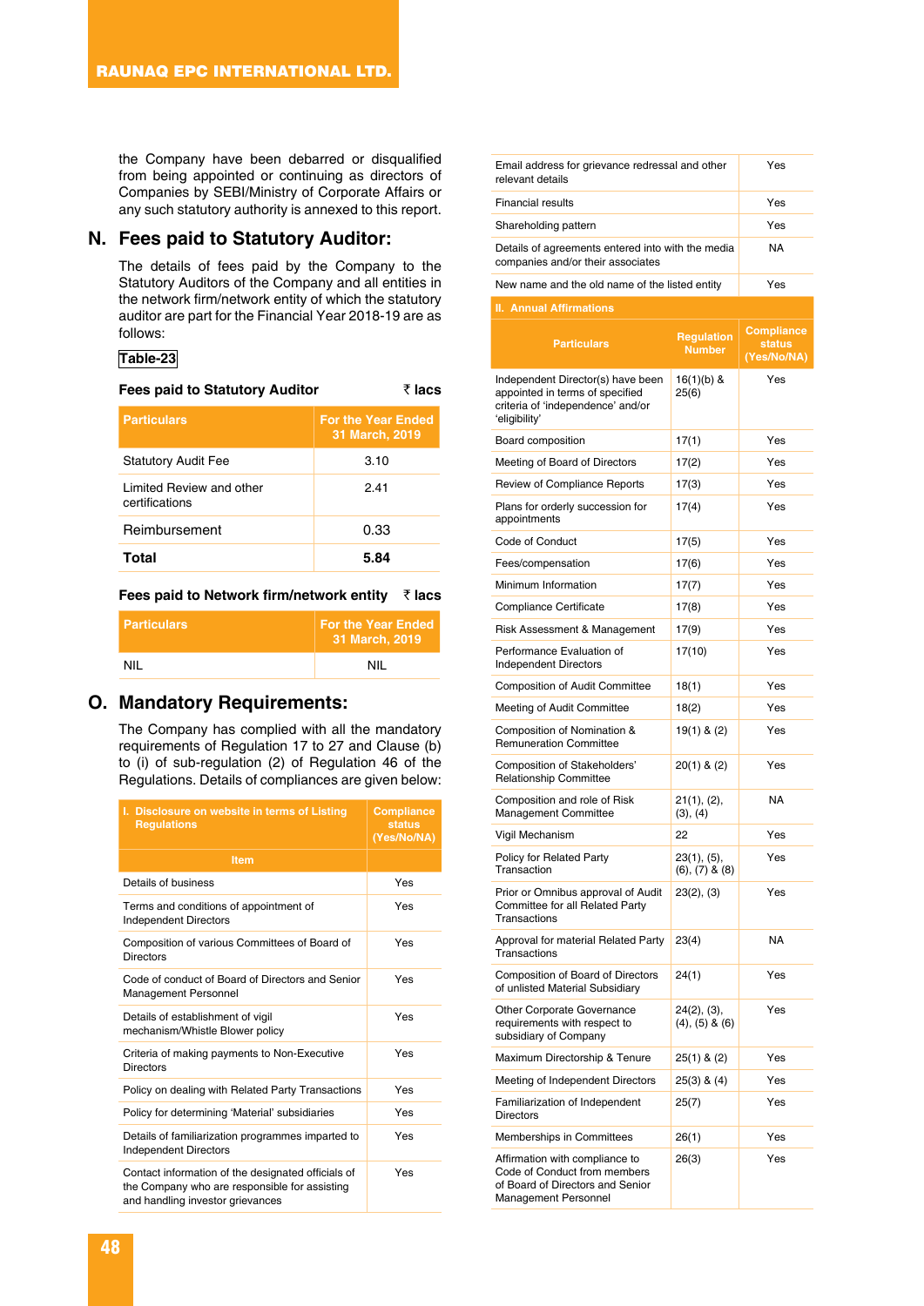the Company have been debarred or disqualified from being appointed or continuing as directors of Companies by SEBI/Ministry of Corporate Affairs or any such statutory authority is annexed to this report.

## N. Fees paid to Statutory Auditor:

The details of fees paid by the Company to the Statutory Auditors of the Company and all entities in the network firm/network entity of which the statutory auditor are part for the Financial Year 2018-19 are as follows:

**Table-23**

**Fees paid to Statutory Auditor** ₹ lacs

| Particulars | For the Year Ended 31 March, 2019 |
|---|---|
| Statutory Audit Fee | 3.10 |
| Limited Review and other certifications | 2.41 |
| Reimbursement | 0.33 |
| **Total** | **5.84** |

**Fees paid to Network firm/network entity** ₹ lacs

| Particulars | For the Year Ended 31 March, 2019 |
|---|---|
| NIL | NIL |

## O. Mandatory Requirements:

The Company has complied with all the mandatory requirements of Regulation 17 to 27 and Clause (b) to (i) of sub-regulation (2) of Regulation 46 of the Regulations. Details of compliances are given below:

| I. Disclosure on website in terms of Listing Regulations | Compliance status (Yes/No/NA) |
|---|---|
| **Item** | |
| Details of business | Yes |
| Terms and conditions of appointment of Independent Directors | Yes |
| Composition of various Committees of Board of Directors | Yes |
| Code of conduct of Board of Directors and Senior Management Personnel | Yes |
| Details of establishment of vigil mechanism/Whistle Blower policy | Yes |
| Criteria of making payments to Non-Executive Directors | Yes |
| Policy on dealing with Related Party Transactions | Yes |
| Policy for determining 'Material' subsidiaries | Yes |
| Details of familiarization programmes imparted to Independent Directors | Yes |
| Contact information of the designated officials of the Company who are responsible for assisting and handling investor grievances | Yes |
| Email address for grievance redressal and other relevant details | Yes |
| Financial results | Yes |
| Shareholding pattern | Yes |
| Details of agreements entered into with the media companies and/or their associates | NA |
| New name and the old name of the listed entity | Yes |

**II. Annual Affirmations**

| Particulars | Regulation Number | Compliance status (Yes/No/NA) |
|---|---|---|
| Independent Director(s) have been appointed in terms of specified criteria of 'independence' and/or 'eligibility' | 16(1)(b) & 25(6) | Yes |
| Board composition | 17(1) | Yes |
| Meeting of Board of Directors | 17(2) | Yes |
| Review of Compliance Reports | 17(3) | Yes |
| Plans for orderly succession for appointments | 17(4) | Yes |
| Code of Conduct | 17(5) | Yes |
| Fees/compensation | 17(6) | Yes |
| Minimum Information | 17(7) | Yes |
| Compliance Certificate | 17(8) | Yes |
| Risk Assessment & Management | 17(9) | Yes |
| Performance Evaluation of Independent Directors | 17(10) | Yes |
| Composition of Audit Committee | 18(1) | Yes |
| Meeting of Audit Committee | 18(2) | Yes |
| Composition of Nomination & Remuneration Committee | 19(1) & (2) | Yes |
| Composition of Stakeholders' Relationship Committee | 20(1) & (2) | Yes |
| Composition and role of Risk Management Committee | 21(1), (2), (3), (4) | NA |
| Vigil Mechanism | 22 | Yes |
| Policy for Related Party Transaction | 23(1), (5), (6), (7) & (8) | Yes |
| Prior or Omnibus approval of Audit Committee for all Related Party Transactions | 23(2), (3) | Yes |
| Approval for material Related Party Transactions | 23(4) | NA |
| Composition of Board of Directors of unlisted Material Subsidiary | 24(1) | Yes |
| Other Corporate Governance requirements with respect to subsidiary of Company | 24(2), (3), (4), (5) & (6) | Yes |
| Maximum Directorship & Tenure | 25(1) & (2) | Yes |
| Meeting of Independent Directors | 25(3) & (4) | Yes |
| Familiarization of Independent Directors | 25(7) | Yes |
| Memberships in Committees | 26(1) | Yes |
| Affirmation with compliance to Code of Conduct from members of Board of Directors and Senior Management Personnel | 26(3) | Yes |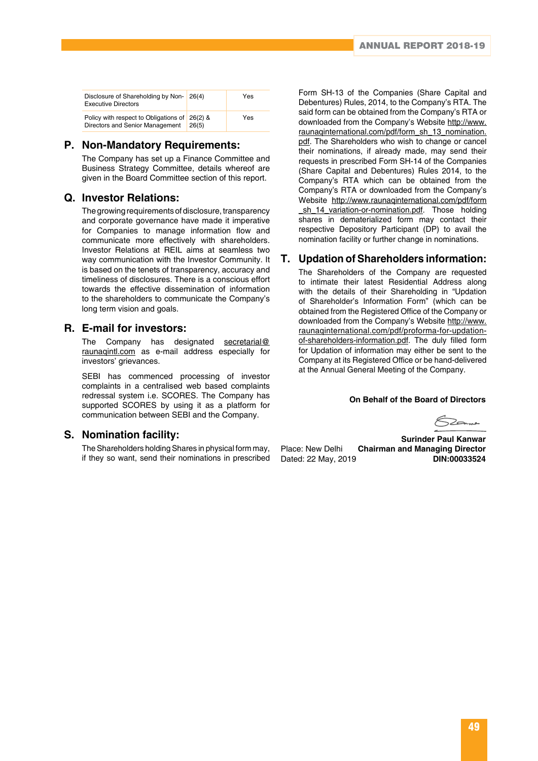| Disclosure of Shareholding by Non-Executive Directors | 26(4) | Yes |
|---|---|---|
| Policy with respect to Obligations of Directors and Senior Management | 26(2) & 26(5) | Yes |

## P. Non-Mandatory Requirements:

The Company has set up a Finance Committee and Business Strategy Committee, details whereof are given in the Board Committee section of this report.

## Q. Investor Relations:

The growing requirements of disclosure, transparency and corporate governance have made it imperative for Companies to manage information flow and communicate more effectively with shareholders. Investor Relations at REIL aims at seamless two way communication with the Investor Community. It is based on the tenets of transparency, accuracy and timeliness of disclosures. There is a conscious effort towards the effective dissemination of information to the shareholders to communicate the Company's long term vision and goals.

## R. E-mail for investors:

The Company has designated secretarial@raunaqintl.com as e-mail address especially for investors' grievances.

SEBI has commenced processing of investor complaints in a centralised web based complaints redressal system i.e. SCORES. The Company has supported SCORES by using it as a platform for communication between SEBI and the Company.

## S. Nomination facility:

The Shareholders holding Shares in physical form may, if they so want, send their nominations in prescribed Form SH-13 of the Companies (Share Capital and Debentures) Rules, 2014, to the Company's RTA. The said form can be obtained from the Company's RTA or downloaded from the Company's Website http://www.raunaqinternational.com/pdf/form_sh_13_nomination.pdf. The Shareholders who wish to change or cancel their nominations, if already made, may send their requests in prescribed Form SH-14 of the Companies (Share Capital and Debentures) Rules 2014, to the Company's RTA which can be obtained from the Company's RTA or downloaded from the Company's Website http://www.raunaqinternational.com/pdf/form_sh_14_variation-or-nomination.pdf. Those holding shares in dematerialized form may contact their respective Depository Participant (DP) to avail the nomination facility or further change in nominations.

## T. Updation of Shareholders information:

The Shareholders of the Company are requested to intimate their latest Residential Address along with the details of their Shareholding in "Updation of Shareholder's Information Form" (which can be obtained from the Registered Office of the Company or downloaded from the Company's Website http://www.raunaqinternational.com/pdf/proforma-for-updation-of-shareholders-information.pdf. The duly filled form for Updation of information may either be sent to the Company at its Registered Office or be hand-delivered at the Annual General Meeting of the Company.

**On Behalf of the Board of Directors**

**Surinder Paul Kanwar**
**Chairman and Managing Director**
**DIN:00033524**

Place: New Delhi
Dated: 22 May, 2019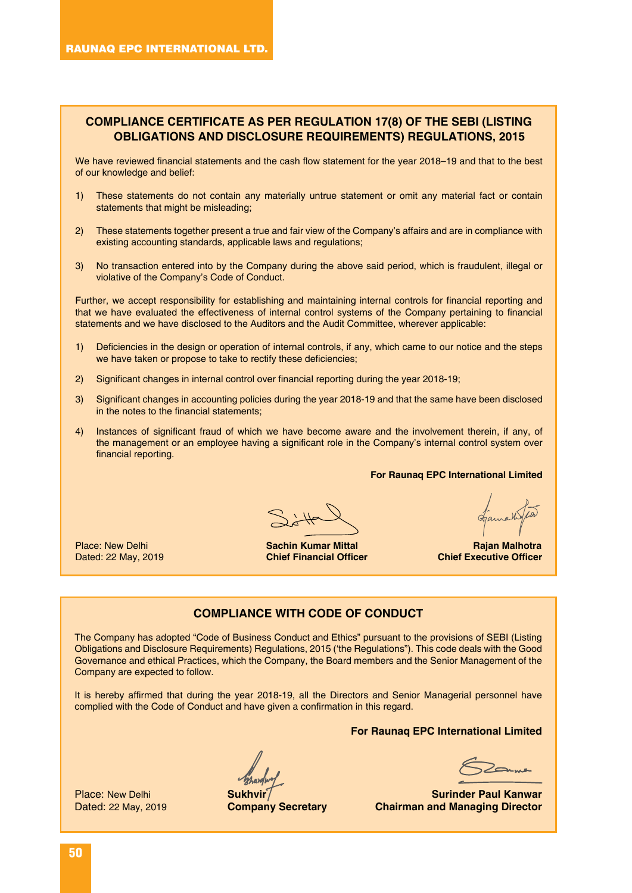## COMPLIANCE CERTIFICATE AS PER REGULATION 17(8) OF THE SEBI (LISTING OBLIGATIONS AND DISCLOSURE REQUIREMENTS) REGULATIONS, 2015

We have reviewed financial statements and the cash flow statement for the year 2018–19 and that to the best of our knowledge and belief:

1) These statements do not contain any materially untrue statement or omit any material fact or contain statements that might be misleading;

2) These statements together present a true and fair view of the Company's affairs and are in compliance with existing accounting standards, applicable laws and regulations;

3) No transaction entered into by the Company during the above said period, which is fraudulent, illegal or violative of the Company's Code of Conduct.

Further, we accept responsibility for establishing and maintaining internal controls for financial reporting and that we have evaluated the effectiveness of internal control systems of the Company pertaining to financial statements and we have disclosed to the Auditors and the Audit Committee, wherever applicable:

1) Deficiencies in the design or operation of internal controls, if any, which came to our notice and the steps we have taken or propose to take to rectify these deficiencies;

2) Significant changes in internal control over financial reporting during the year 2018-19;

3) Significant changes in accounting policies during the year 2018-19 and that the same have been disclosed in the notes to the financial statements;

4) Instances of significant fraud of which we have become aware and the involvement therein, if any, of the management or an employee having a significant role in the Company's internal control system over financial reporting.

**For Raunaq EPC International Limited**

Place: New Delhi
Dated: 22 May, 2019

**Sachin Kumar Mittal**
**Chief Financial Officer**

**Rajan Malhotra**
**Chief Executive Officer**

## COMPLIANCE WITH CODE OF CONDUCT

The Company has adopted "Code of Business Conduct and Ethics" pursuant to the provisions of SEBI (Listing Obligations and Disclosure Requirements) Regulations, 2015 ('the Regulations"). This code deals with the Good Governance and ethical Practices, which the Company, the Board members and the Senior Management of the Company are expected to follow.

It is hereby affirmed that during the year 2018-19, all the Directors and Senior Managerial personnel have complied with the Code of Conduct and have given a confirmation in this regard.

**For Raunaq EPC International Limited**

Place: New Delhi
Dated: 22 May, 2019

**Sukhvir**
**Company Secretary**

**Surinder Paul Kanwar**
**Chairman and Managing Director**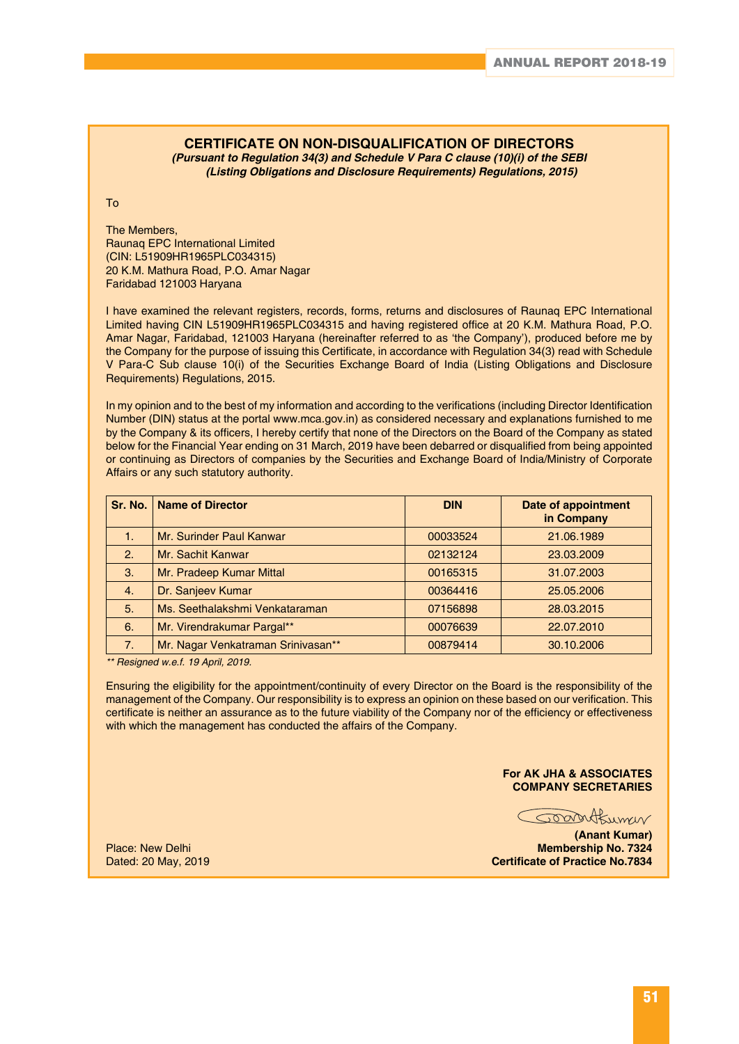## CERTIFICATE ON NON-DISQUALIFICATION OF DIRECTORS

***(Pursuant to Regulation 34(3) and Schedule V Para C clause (10)(i) of the SEBI (Listing Obligations and Disclosure Requirements) Regulations, 2015)***

To

The Members,
Raunaq EPC International Limited
(CIN: L51909HR1965PLC034315)
20 K.M. Mathura Road, P.O. Amar Nagar
Faridabad 121003 Haryana

I have examined the relevant registers, records, forms, returns and disclosures of Raunaq EPC International Limited having CIN L51909HR1965PLC034315 and having registered office at 20 K.M. Mathura Road, P.O. Amar Nagar, Faridabad, 121003 Haryana (hereinafter referred to as 'the Company'), produced before me by the Company for the purpose of issuing this Certificate, in accordance with Regulation 34(3) read with Schedule V Para-C Sub clause 10(i) of the Securities Exchange Board of India (Listing Obligations and Disclosure Requirements) Regulations, 2015.

In my opinion and to the best of my information and according to the verifications (including Director Identification Number (DIN) status at the portal www.mca.gov.in) as considered necessary and explanations furnished to me by the Company & its officers, I hereby certify that none of the Directors on the Board of the Company as stated below for the Financial Year ending on 31 March, 2019 have been debarred or disqualified from being appointed or continuing as Directors of companies by the Securities and Exchange Board of India/Ministry of Corporate Affairs or any such statutory authority.

| Sr. No. | Name of Director | DIN | Date of appointment in Company |
|---|---|---|---|
| 1. | Mr. Surinder Paul Kanwar | 00033524 | 21.06.1989 |
| 2. | Mr. Sachit Kanwar | 02132124 | 23.03.2009 |
| 3. | Mr. Pradeep Kumar Mittal | 00165315 | 31.07.2003 |
| 4. | Dr. Sanjeev Kumar | 00364416 | 25.05.2006 |
| 5. | Ms. Seethalakshmi Venkataraman | 07156898 | 28.03.2015 |
| 6. | Mr. Virendrakumar Pargal** | 00076639 | 22.07.2010 |
| 7. | Mr. Nagar Venkatraman Srinivasan** | 00879414 | 30.10.2006 |

*** Resigned w.e.f. 19 April, 2019.*

Ensuring the eligibility for the appointment/continuity of every Director on the Board is the responsibility of the management of the Company. Our responsibility is to express an opinion on these based on our verification. This certificate is neither an assurance as to the future viability of the Company nor of the efficiency or effectiveness with which the management has conducted the affairs of the Company.

**For AK JHA & ASSOCIATES**
**COMPANY SECRETARIES**

**(Anant Kumar)**
**Membership No. 7324**
**Certificate of Practice No.7834**

Place: New Delhi
Dated: 20 May, 2019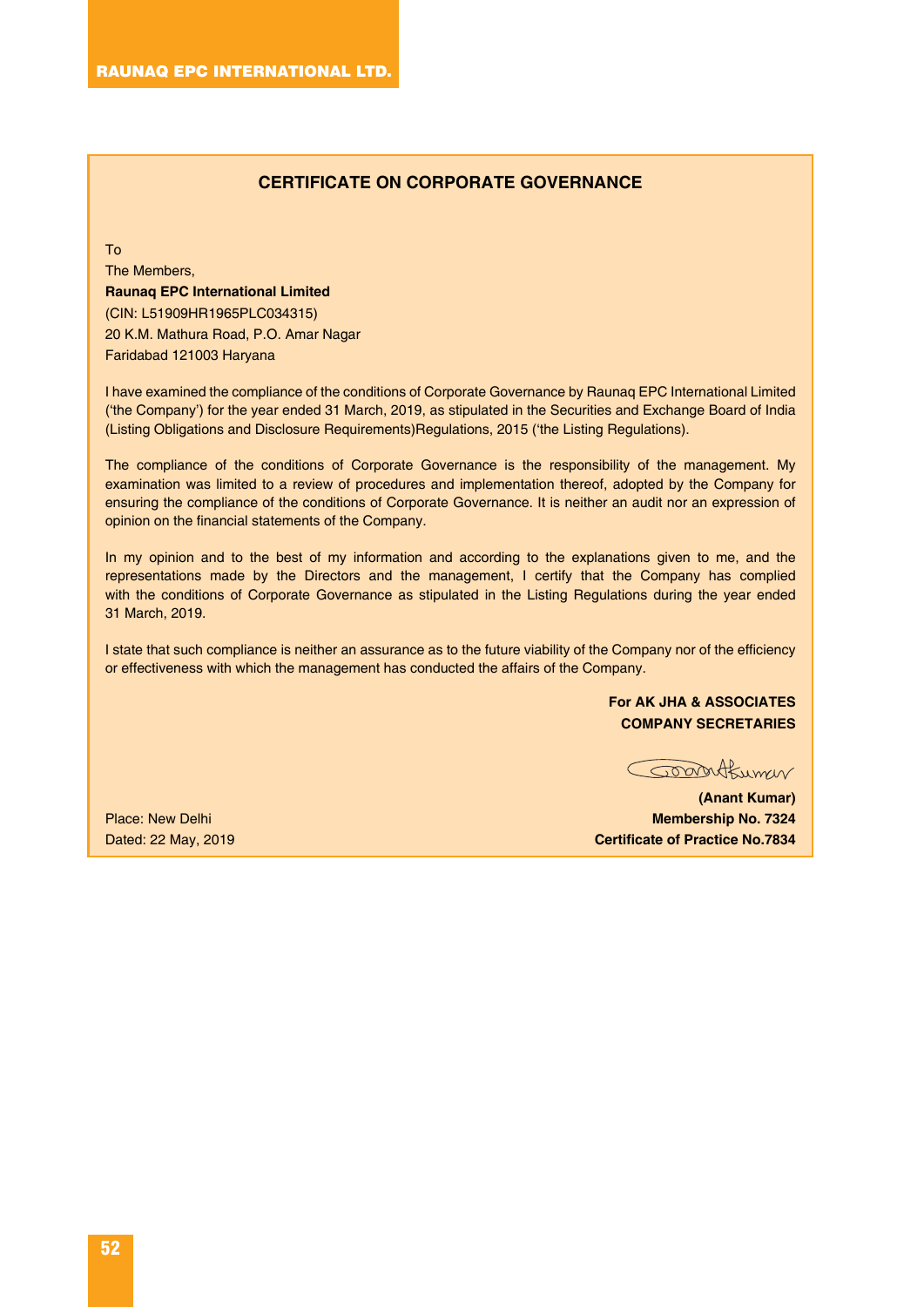## CERTIFICATE ON CORPORATE GOVERNANCE

To
The Members,
**Raunaq EPC International Limited**
(CIN: L51909HR1965PLC034315)
20 K.M. Mathura Road, P.O. Amar Nagar
Faridabad 121003 Haryana

I have examined the compliance of the conditions of Corporate Governance by Raunaq EPC International Limited ('the Company') for the year ended 31 March, 2019, as stipulated in the Securities and Exchange Board of India (Listing Obligations and Disclosure Requirements)Regulations, 2015 ('the Listing Regulations).

The compliance of the conditions of Corporate Governance is the responsibility of the management. My examination was limited to a review of procedures and implementation thereof, adopted by the Company for ensuring the compliance of the conditions of Corporate Governance. It is neither an audit nor an expression of opinion on the financial statements of the Company.

In my opinion and to the best of my information and according to the explanations given to me, and the representations made by the Directors and the management, I certify that the Company has complied with the conditions of Corporate Governance as stipulated in the Listing Regulations during the year ended 31 March, 2019.

I state that such compliance is neither an assurance as to the future viability of the Company nor of the efficiency or effectiveness with which the management has conducted the affairs of the Company.

**For AK JHA & ASSOCIATES**
**COMPANY SECRETARIES**

**(Anant Kumar)**
**Membership No. 7324**
**Certificate of Practice No.7834**

Place: New Delhi
Dated: 22 May, 2019